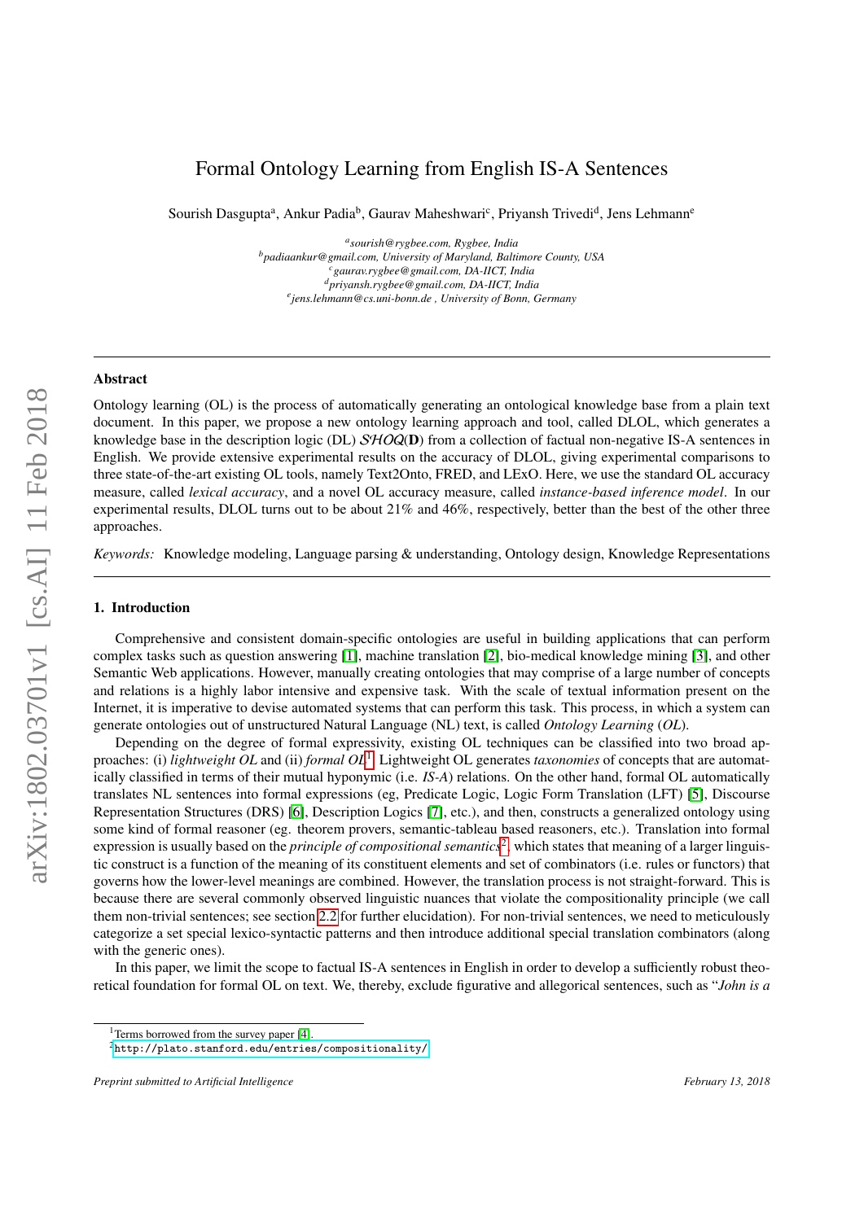# Formal Ontology Learning from English IS-A Sentences

Sourish Dasgupta[a], Ankur Padia[b], Gaurav Maheshwari[c], Priyansh Trivedi[d], Jens Lehmann[e]

[a] *sourish@rygbee.com, Rygbee, India*
[b] *padiaankur@gmail.com, University of Maryland, Baltimore County, USA*
[c] *gaurav.rygbee@gmail.com, DA-IICT, India*
[d] *priyansh.rygbee@gmail.com, DA-IICT, India*
[e] *jens.lehmann@cs.uni-bonn.de , University of Bonn, Germany*

## Abstract

Ontology learning (OL) is the process of automatically generating an ontological knowledge base from a plain text document. In this paper, we propose a new ontology learning approach and tool, called DLOL, which generates a knowledge base in the description logic (DL) $\mathcal{SHOQ}(\mathbf{D})$ from a collection of factual non-negative IS-A sentences in English. We provide extensive experimental results on the accuracy of DLOL, giving experimental comparisons to three state-of-the-art existing OL tools, namely Text2Onto, FRED, and LExO. Here, we use the standard OL accuracy measure, called *lexical accuracy*, and a novel OL accuracy measure, called *instance-based inference model*. In our experimental results, DLOL turns out to be about 21% and 46%, respectively, better than the best of the other three approaches.

*Keywords:* Knowledge modeling, Language parsing & understanding, Ontology design, Knowledge Representations

## 1. Introduction

Comprehensive and consistent domain-specific ontologies are useful in building applications that can perform complex tasks such as question answering [1], machine translation [2], bio-medical knowledge mining [3], and other Semantic Web applications. However, manually creating ontologies that may comprise of a large number of concepts and relations is a highly labor intensive and expensive task. With the scale of textual information present on the Internet, it is imperative to devise automated systems that can perform this task. This process, in which a system can generate ontologies out of unstructured Natural Language (NL) text, is called *Ontology Learning* (*OL*).

Depending on the degree of formal expressivity, existing OL techniques can be classified into two broad approaches: (i) *lightweight OL* and (ii) *formal OL*[1]. Lightweight OL generates *taxonomies* of concepts that are automatically classified in terms of their mutual hyponymic (i.e. *IS-A*) relations. On the other hand, formal OL automatically translates NL sentences into formal expressions (eg, Predicate Logic, Logic Form Translation (LFT) [5], Discourse Representation Structures (DRS) [6], Description Logics [7], etc.), and then, constructs a generalized ontology using some kind of formal reasoner (eg. theorem provers, semantic-tableau based reasoners, etc.). Translation into formal expression is usually based on the *principle of compositional semantics*[2], which states that meaning of a larger linguistic construct is a function of the meaning of its constituent elements and set of combinators (i.e. rules or functors) that governs how the lower-level meanings are combined. However, the translation process is not straight-forward. This is because there are several commonly observed linguistic nuances that violate the compositionality principle (we call them non-trivial sentences; see section 2.2 for further elucidation). For non-trivial sentences, we need to meticulously categorize a set special lexico-syntactic patterns and then introduce additional special translation combinators (along with the generic ones).

In this paper, we limit the scope to factual IS-A sentences in English in order to develop a sufficiently robust theoretical foundation for formal OL on text. We, thereby, exclude figurative and allegorical sentences, such as "*John is a*

[1] Terms borrowed from the survey paper [4].

[2] http://plato.stanford.edu/entries/compositionality/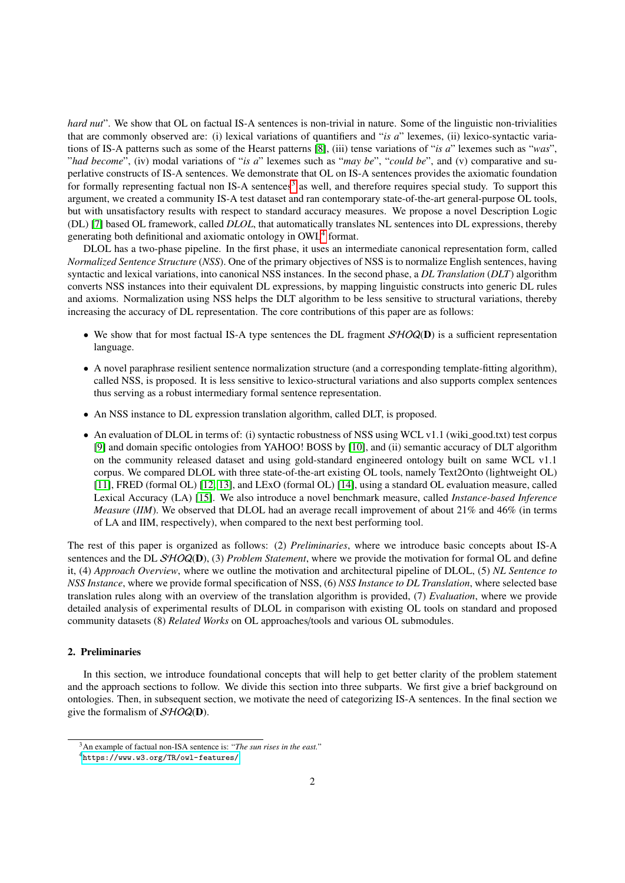*hard nut*". We show that OL on factual IS-A sentences is non-trivial in nature. Some of the linguistic non-trivialities that are commonly observed are: (i) lexical variations of quantifiers and "*is a*" lexemes, (ii) lexico-syntactic variations of IS-A patterns such as some of the Hearst patterns [8], (iii) tense variations of "*is a*" lexemes such as "*was*", "*had become*", (iv) modal variations of "*is a*" lexemes such as "*may be*", "*could be*", and (v) comparative and superlative constructs of IS-A sentences. We demonstrate that OL on IS-A sentences provides the axiomatic foundation for formally representing factual non IS-A sentences[3] as well, and therefore requires special study. To support this argument, we created a community IS-A test dataset and ran contemporary state-of-the-art general-purpose OL tools, but with unsatisfactory results with respect to standard accuracy measures. We propose a novel Description Logic (DL) [7] based OL framework, called *DLOL*, that automatically translates NL sentences into DL expressions, thereby generating both definitional and axiomatic ontology in OWL[4] format.

DLOL has a two-phase pipeline. In the first phase, it uses an intermediate canonical representation form, called *Normalized Sentence Structure* (*NSS*). One of the primary objectives of NSS is to normalize English sentences, having syntactic and lexical variations, into canonical NSS instances. In the second phase, a *DL Translation* (*DLT*) algorithm converts NSS instances into their equivalent DL expressions, by mapping linguistic constructs into generic DL rules and axioms. Normalization using NSS helps the DLT algorithm to be less sensitive to structural variations, thereby increasing the accuracy of DL representation. The core contributions of this paper are as follows:

- We show that for most factual IS-A type sentences the DL fragment $\mathcal{SHOQ}(\mathbf{D})$ is a sufficient representation language.
- A novel paraphrase resilient sentence normalization structure (and a corresponding template-fitting algorithm), called NSS, is proposed. It is less sensitive to lexico-structural variations and also supports complex sentences thus serving as a robust intermediary formal sentence representation.
- An NSS instance to DL expression translation algorithm, called DLT, is proposed.
- An evaluation of DLOL in terms of: (i) syntactic robustness of NSS using WCL v1.1 (wiki_good.txt) test corpus [9] and domain specific ontologies from YAHOO! BOSS by [10], and (ii) semantic accuracy of DLT algorithm on the community released dataset and using gold-standard engineered ontology built on same WCL v1.1 corpus. We compared DLOL with three state-of-the-art existing OL tools, namely Text2Onto (lightweight OL) [11], FRED (formal OL) [12, 13], and LExO (formal OL) [14], using a standard OL evaluation measure, called Lexical Accuracy (LA) [15]. We also introduce a novel benchmark measure, called *Instance-based Inference Measure* (*IIM*). We observed that DLOL had an average recall improvement of about 21% and 46% (in terms of LA and IIM, respectively), when compared to the next best performing tool.

The rest of this paper is organized as follows: (2) *Preliminaries*, where we introduce basic concepts about IS-A sentences and the DL $\mathcal{SHOQ}(\mathbf{D})$, (3) *Problem Statement*, where we provide the motivation for formal OL and define it, (4) *Approach Overview*, where we outline the motivation and architectural pipeline of DLOL, (5) *NL Sentence to NSS Instance*, where we provide formal specification of NSS, (6) *NSS Instance to DL Translation*, where selected base translation rules along with an overview of the translation algorithm is provided, (7) *Evaluation*, where we provide detailed analysis of experimental results of DLOL in comparison with existing OL tools on standard and proposed community datasets (8) *Related Works* on OL approaches/tools and various OL submodules.

## 2. Preliminaries

In this section, we introduce foundational concepts that will help to get better clarity of the problem statement and the approach sections to follow. We divide this section into three subparts. We first give a brief background on ontologies. Then, in subsequent section, we motivate the need of categorizing IS-A sentences. In the final section we give the formalism of $\mathcal{SHOQ}(\mathbf{D})$.

[3] An example of factual non-ISA sentence is: "*The sun rises in the east.*"

[4] https://www.w3.org/TR/owl-features/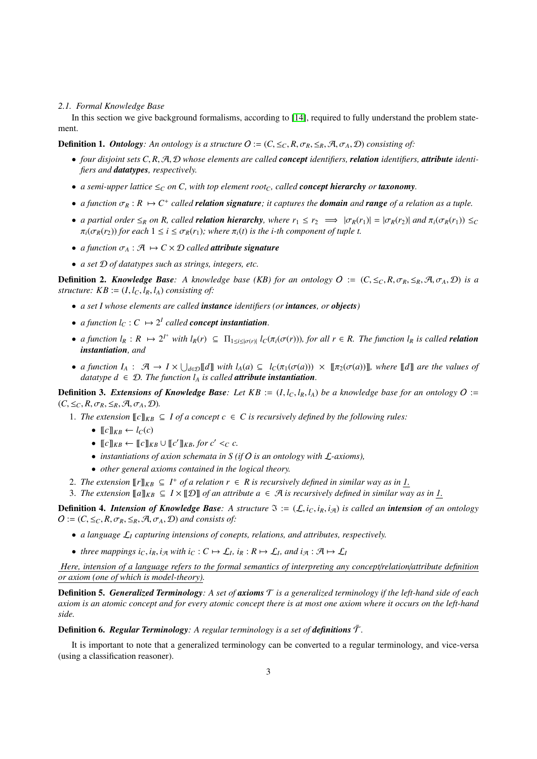### 2.1. Formal Knowledge Base

In this section we give background formalisms, according to [14], required to fully understand the problem statement.

**Definition 1.** ***Ontology***: *An ontology is a structure $O := (C, \leq_C, R, \sigma_R, \leq_R, \mathcal{A}, \sigma_A, \mathcal{D})$ consisting of:*

- *four disjoint sets $C, R, \mathcal{A}, \mathcal{D}$ whose elements are called **concept** identifiers, **relation** identifiers, **attribute** identifiers and **datatypes**, respectively.*
- *a semi-upper lattice $\leq_C$ on $C$, with top element $root_C$, called **concept hierarchy** or **taxonomy**.*
- *a function $\sigma_R : R \mapsto C^+$ called **relation signature**; it captures the **domain** and **range** of a relation as a tuple.*
- *a partial order $\leq_R$ on $R$, called **relation hierarchy**, where $r_1 \leq r_2 \implies |\sigma_R(r_1)| = |\sigma_R(r_2)|$ and $\pi_i(\sigma_R(r_1)) \leq_C \pi_i(\sigma_R(r_2))$ for each $1 \leq i \leq \sigma_R(r_1)$; where $\pi_i(t)$ is the i-th component of tuple t.*
- *a function $\sigma_A : \mathcal{A} \mapsto C \times \mathcal{D}$ called **attribute signature***
- *a set $\mathcal{D}$ of datatypes such as strings, integers, etc.*

**Definition 2.** ***Knowledge Base***: *A knowledge base (KB) for an ontology $O := (C, \leq_C, R, \sigma_R, \leq_R, \mathcal{A}, \sigma_A, \mathcal{D})$ is a structure: $KB := (I, l_C, l_R, l_A)$ consisting of:*

- *a set $I$ whose elements are called **instance** identifiers (or **intances**, or **objects**)*
- *a function $l_C : C \mapsto 2^I$ called **concept instantiation**.*
- *a function $l_R : R \mapsto 2^{I^+}$ with $l_R(r) \subseteq \Pi_{1 \leq i \leq |\sigma(r)|}\, l_C(\pi_i(\sigma(r)))$, for all $r \in R$. The function $l_R$ is called **relation instantiation**, and*
- *a function $I_A : \mathcal{A} \to I \times \bigcup_{d \in \mathcal{D}} [\![d]\!]$ with $l_A(a) \subseteq l_C(\pi_1(\sigma(a))) \times [\![\pi_2(\sigma(a))]\!]$, where $[\![d]\!]$ are the values of datatype $d \in \mathcal{D}$. The function $l_A$ is called **attribute instantiation**.*

**Definition 3.** ***Extensions of Knowledge Base***: *Let $KB := (I, l_C, l_R, l_A)$ be a knowledge base for an ontology $O := (C, \leq_C, R, \sigma_R, \leq_R, \mathcal{A}, \sigma_A, \mathcal{D})$.*

1. *The extension $[\![c]\!]_{KB} \subseteq I$ of a concept $c \in C$ is recursively defined by the following rules:*
   - *$[\![c]\!]_{KB} \leftarrow l_C(c)$*
   - *$[\![c]\!]_{KB} \leftarrow [\![c]\!]_{KB} \cup [\![c']\!]_{KB}$, for $c' <_C c$.*
   - *instantiations of axion schemata in S (if $O$ is an ontology with $\mathcal{L}$-axioms),*
   - *other general axioms contained in the logical theory.*
2. *The extension $[\![r]\!]_{KB} \subseteq I^+$ of a relation $r \in R$ is recursively defined in similar way as in 1.*
3. *The extension $[\![a]\!]_{KB} \subseteq I \times [\![\mathcal{D}]\!]$ of an attribute $a \in \mathcal{A}$ is recursively defined in similar way as in 1.*

**Definition 4.** ***Intension of Knowledge Base***: *A structure $\Im := (\mathcal{L}, i_C, i_R, i_{\mathcal{A}})$ is called an **intension** of an ontology $O := (C, \leq_C, R, \sigma_R, \leq_R, \mathcal{A}, \sigma_A, \mathcal{D})$ and consists of:*

- *a language $\mathcal{L}_I$ capturing intensions of conepts, relations, and attributes, respectively.*
- *three mappings $i_C, i_R, i_{\mathcal{A}}$ with $i_C : C \mapsto \mathcal{L}_I$, $i_R : R \mapsto \mathcal{L}_I$, and $i_{\mathcal{A}} : \mathcal{A} \mapsto \mathcal{L}_I$*

*Here, intension of a language refers to the formal semantics of interpreting any concept/relation/attribute definition or axiom (one of which is model-theory).*

**Definition 5.** ***Generalized Terminology***: *A set of **axioms** $\mathcal{T}$ is a generalized terminology if the left-hand side of each axiom is an atomic concept and for every atomic concept there is at most one axiom where it occurs on the left-hand side.*

**Definition 6.** ***Regular Terminology***: *A regular terminology is a set of **definitions** $\bar{\mathcal{T}}$.*

It is important to note that a generalized terminology can be converted to a regular terminology, and vice-versa (using a classification reasoner).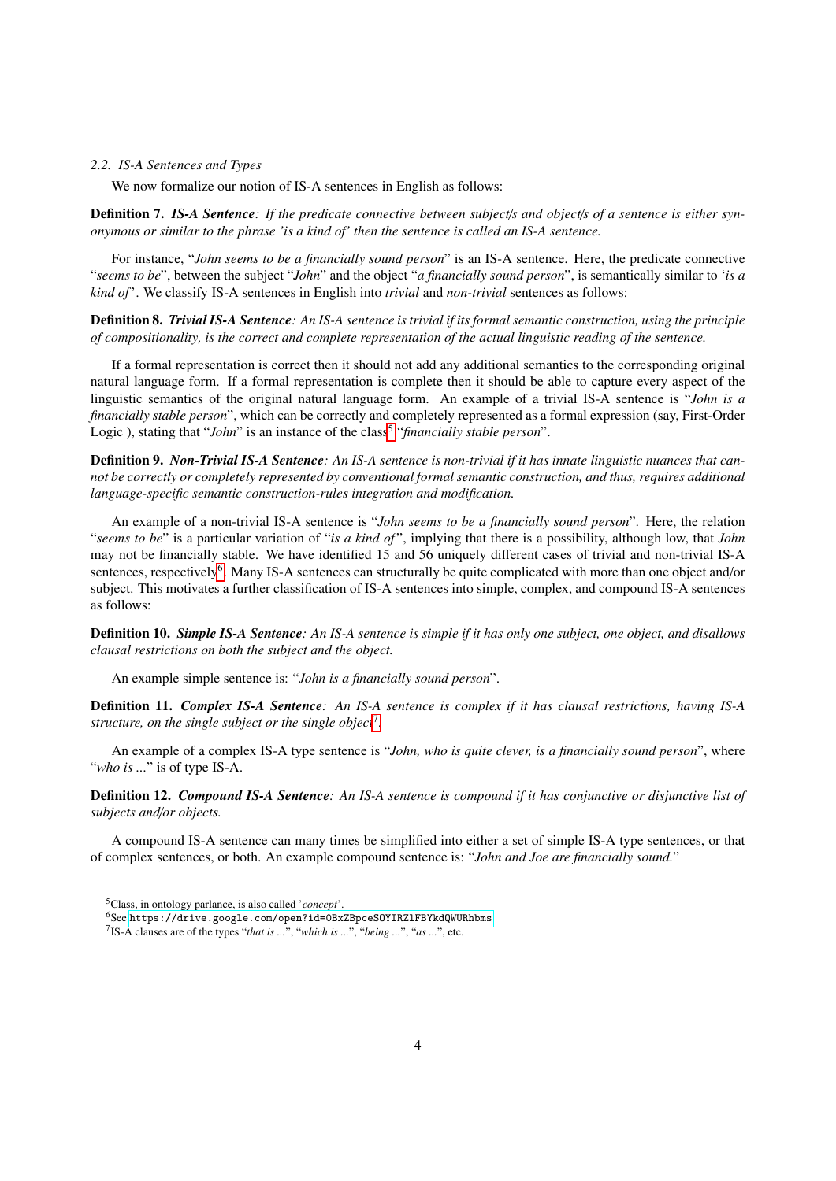### *2.2. IS-A Sentences and Types*

We now formalize our notion of IS-A sentences in English as follows:

**Definition 7.** ***IS-A Sentence****: If the predicate connective between subject/s and object/s of a sentence is either synonymous or similar to the phrase 'is a kind of' then the sentence is called an IS-A sentence.*

For instance, "*John seems to be a financially sound person*" is an IS-A sentence. Here, the predicate connective "*seems to be*", between the subject "*John*" and the object "*a financially sound person*", is semantically similar to '*is a kind of*'. We classify IS-A sentences in English into *trivial* and *non-trivial* sentences as follows:

**Definition 8.** ***Trivial IS-A Sentence****: An IS-A sentence is trivial if its formal semantic construction, using the principle of compositionality, is the correct and complete representation of the actual linguistic reading of the sentence.*

If a formal representation is correct then it should not add any additional semantics to the corresponding original natural language form. If a formal representation is complete then it should be able to capture every aspect of the linguistic semantics of the original natural language form. An example of a trivial IS-A sentence is "*John is a financially stable person*", which can be correctly and completely represented as a formal expression (say, First-Order Logic ), stating that "*John*" is an instance of the class[5] "*financially stable person*".

**Definition 9.** ***Non-Trivial IS-A Sentence****: An IS-A sentence is non-trivial if it has innate linguistic nuances that cannot be correctly or completely represented by conventional formal semantic construction, and thus, requires additional language-specific semantic construction-rules integration and modification.*

An example of a non-trivial IS-A sentence is "*John seems to be a financially sound person*". Here, the relation "*seems to be*" is a particular variation of "*is a kind of*", implying that there is a possibility, although low, that *John* may not be financially stable. We have identified 15 and 56 uniquely different cases of trivial and non-trivial IS-A sentences, respectively[6]. Many IS-A sentences can structurally be quite complicated with more than one object and/or subject. This motivates a further classification of IS-A sentences into simple, complex, and compound IS-A sentences as follows:

**Definition 10.** ***Simple IS-A Sentence****: An IS-A sentence is simple if it has only one subject, one object, and disallows clausal restrictions on both the subject and the object.*

An example simple sentence is: "*John is a financially sound person*".

**Definition 11.** ***Complex IS-A Sentence****: An IS-A sentence is complex if it has clausal restrictions, having IS-A structure, on the single subject or the single object*[7].

An example of a complex IS-A type sentence is "*John, who is quite clever, is a financially sound person*", where "*who is ...*" is of type IS-A.

**Definition 12.** ***Compound IS-A Sentence****: An IS-A sentence is compound if it has conjunctive or disjunctive list of subjects and/or objects.*

A compound IS-A sentence can many times be simplified into either a set of simple IS-A type sentences, or that of complex sentences, or both. An example compound sentence is: "*John and Joe are financially sound.*"

---

[5] Class, in ontology parlance, is also called '*concept*'.

[6] See https://drive.google.com/open?id=0BxZBpceSOYIRZlFBYkdQWURhbms

[7] IS-A clauses are of the types "*that is ...*", "*which is ...*", "*being ...*", "*as ...*", etc.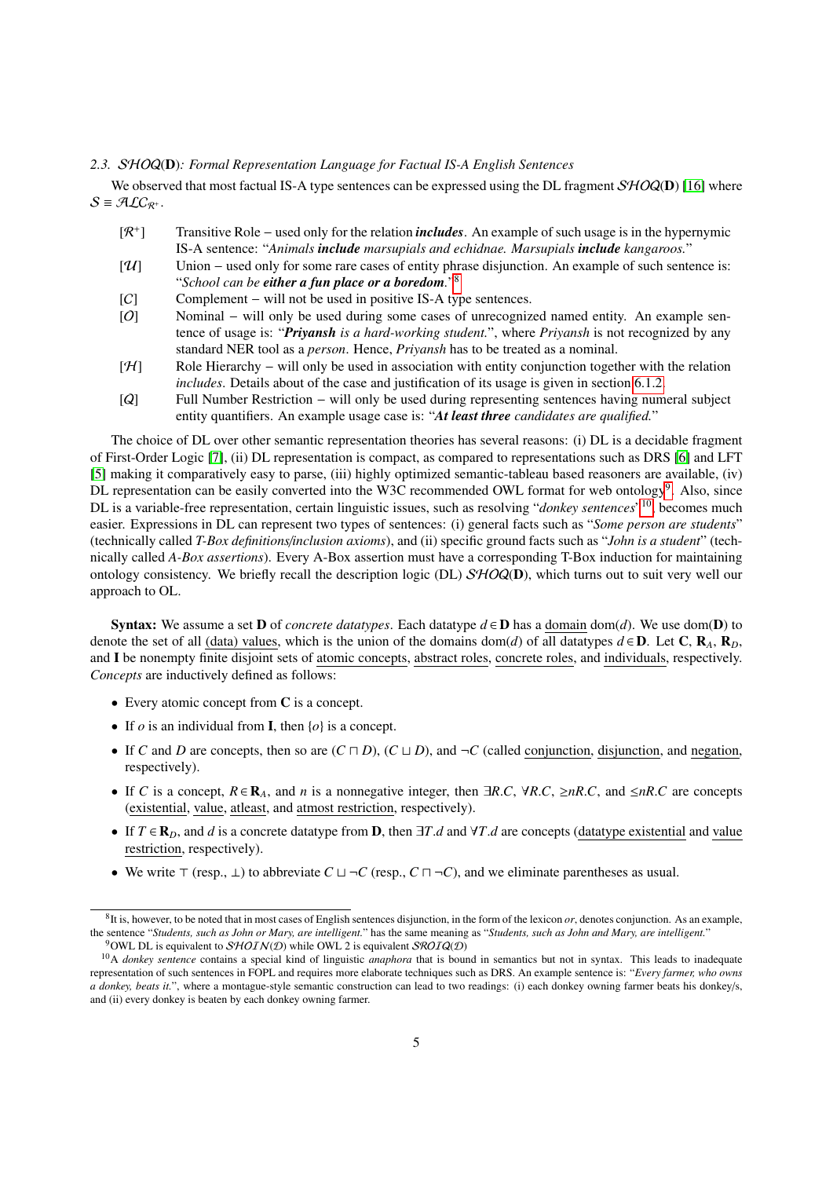### 2.3. $\mathcal{SHOQ}(\mathbf{D})$: Formal Representation Language for Factual IS-A English Sentences

We observed that most factual IS-A type sentences can be expressed using the DL fragment $\mathcal{SHOQ}(\mathbf{D})$ [16] where $\mathcal{S} \equiv \mathcal{ALC}_{\mathcal{R}^+}$.

- [$\mathcal{R}^+$] Transitive Role – used only for the relation ***includes***. An example of such usage is in the hypernymic IS-A sentence: "*Animals* ***include*** *marsupials and echidnae. Marsupials* ***include*** *kangaroos.*"
- [$\mathcal{U}$] Union – used only for some rare cases of entity phrase disjunction. An example of such sentence is: "*School can be* ***either a fun place or a boredom***."[8]
- [$\mathcal{C}$] Complement – will not be used in positive IS-A type sentences.
- [$\mathcal{O}$] Nominal – will only be used during some cases of unrecognized named entity. An example sentence of usage is: "***Priyansh*** *is a hard-working student.*", where *Priyansh* is not recognized by any standard NER tool as a *person*. Hence, *Priyansh* has to be treated as a nominal.
- [$\mathcal{H}$] Role Hierarchy – will only be used in association with entity conjunction together with the relation *includes*. Details about of the case and justification of its usage is given in section 6.1.2.
- [$\mathcal{Q}$] Full Number Restriction – will only be used during representing sentences having numeral subject entity quantifiers. An example usage case is: "***At least three*** *candidates are qualified.*"

The choice of DL over other semantic representation theories has several reasons: (i) DL is a decidable fragment of First-Order Logic [7], (ii) DL representation is compact, as compared to representations such as DRS [6] and LFT [5] making it comparatively easy to parse, (iii) highly optimized semantic-tableau based reasoners are available, (iv) DL representation can be easily converted into the W3C recommended OWL format for web ontology[9]. Also, since DL is a variable-free representation, certain linguistic issues, such as resolving "*donkey sentences*"[10], becomes much easier. Expressions in DL can represent two types of sentences: (i) general facts such as "*Some person are students*" (technically called *T-Box definitions/inclusion axioms*), and (ii) specific ground facts such as "*John is a student*" (technically called *A-Box assertions*). Every A-Box assertion must have a corresponding T-Box induction for maintaining ontology consistency. We briefly recall the description logic (DL) $\mathcal{SHOQ}(\mathbf{D})$, which turns out to suit very well our approach to OL.

**Syntax:** We assume a set $\mathbf{D}$ of *concrete datatypes*. Each datatype $d \in \mathbf{D}$ has a domain dom($d$). We use dom($\mathbf{D}$) to denote the set of all (data) values, which is the union of the domains dom($d$) of all datatypes $d \in \mathbf{D}$. Let $\mathbf{C}$, $\mathbf{R}_A$, $\mathbf{R}_D$, and $\mathbf{I}$ be nonempty finite disjoint sets of atomic concepts, abstract roles, concrete roles, and individuals, respectively. *Concepts* are inductively defined as follows:

- Every atomic concept from $\mathbf{C}$ is a concept.
- If $o$ is an individual from $\mathbf{I}$, then $\{o\}$ is a concept.
- If $C$ and $D$ are concepts, then so are $(C \sqcap D)$, $(C \sqcup D)$, and $\neg C$ (called conjunction, disjunction, and negation, respectively).
- If $C$ is a concept, $R \in \mathbf{R}_A$, and $n$ is a nonnegative integer, then $\exists R.C$, $\forall R.C$, $\geq nR.C$, and $\leq nR.C$ are concepts (existential, value, atleast, and atmost restriction, respectively).
- If $T \in \mathbf{R}_D$, and $d$ is a concrete datatype from $\mathbf{D}$, then $\exists T.d$ and $\forall T.d$ are concepts (datatype existential and value restriction, respectively).
- We write $\top$ (resp., $\bot$) to abbreviate $C \sqcup \neg C$ (resp., $C \sqcap \neg C$), and we eliminate parentheses as usual.

---

[8] It is, however, to be noted that in most cases of English sentences disjunction, in the form of the lexicon *or*, denotes conjunction. As an example, the sentence "*Students, such as John or Mary, are intelligent.*" has the same meaning as "*Students, such as John and Mary, are intelligent.*"

[9] OWL DL is equivalent to $\mathcal{SHOIN}(\mathcal{D})$ while OWL 2 is equivalent $\mathcal{SROIQ}(\mathcal{D})$

[10] A *donkey sentence* contains a special kind of linguistic *anaphora* that is bound in semantics but not in syntax. This leads to inadequate representation of such sentences in FOPL and requires more elaborate techniques such as DRS. An example sentence is: "*Every farmer, who owns a donkey, beats it.*", where a montague-style semantic construction can lead to two readings: (i) each donkey owning farmer beats his donkey/s, and (ii) every donkey is beaten by each donkey owning farmer.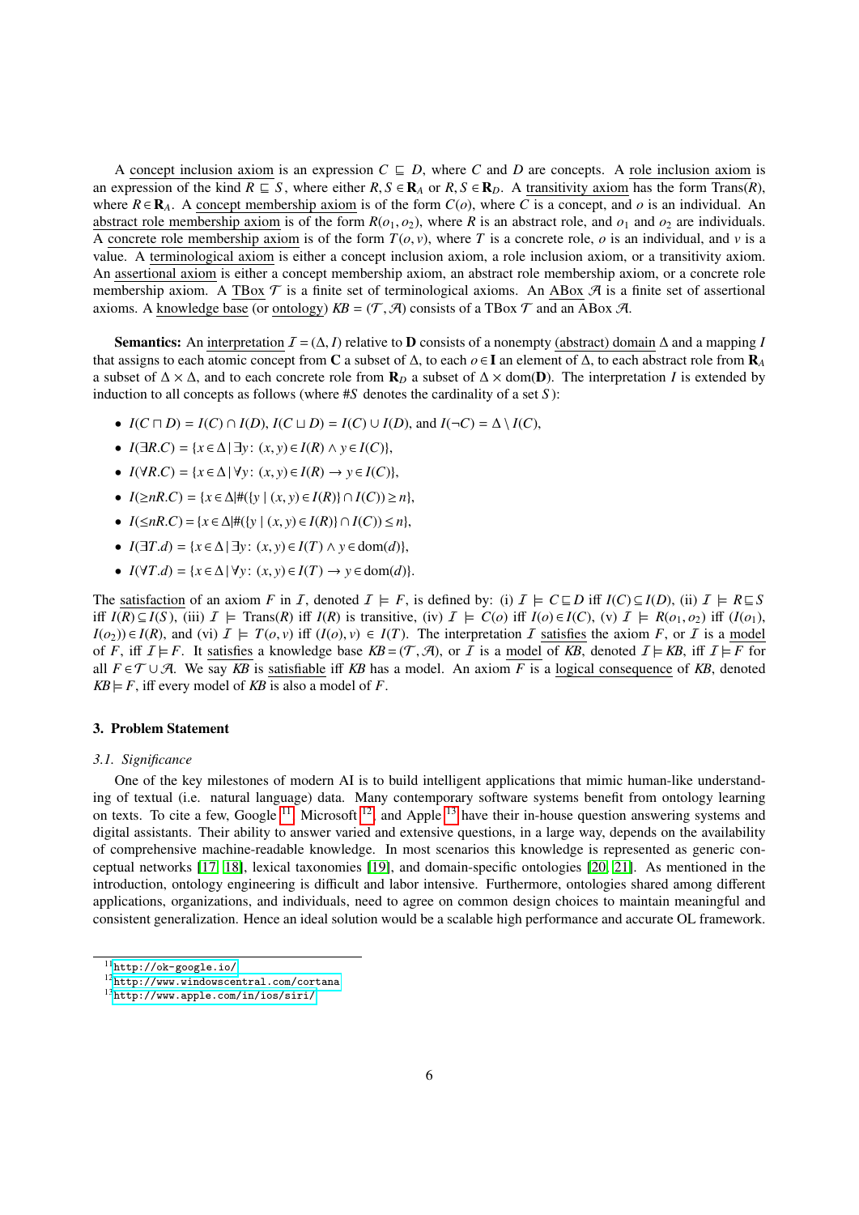A concept inclusion axiom is an expression $C \sqsubseteq D$, where $C$ and $D$ are concepts. A role inclusion axiom is an expression of the kind $R \sqsubseteq S$, where either $R, S \in \mathbf{R}_A$ or $R, S \in \mathbf{R}_D$. A transitivity axiom has the form Trans($R$), where $R \in \mathbf{R}_A$. A concept membership axiom is of the form $C(o)$, where $C$ is a concept, and $o$ is an individual. An abstract role membership axiom is of the form $R(o_1, o_2)$, where $R$ is an abstract role, and $o_1$ and $o_2$ are individuals. A concrete role membership axiom is of the form $T(o, v)$, where $T$ is a concrete role, $o$ is an individual, and $v$ is a value. A terminological axiom is either a concept inclusion axiom, a role inclusion axiom, or a transitivity axiom. An assertional axiom is either a concept membership axiom, an abstract role membership axiom, or a concrete role membership axiom. A TBox $\mathcal{T}$ is a finite set of terminological axioms. An ABox $\mathcal{A}$ is a finite set of assertional axioms. A knowledge base (or ontology) $KB = (\mathcal{T}, \mathcal{A})$ consists of a TBox $\mathcal{T}$ and an ABox $\mathcal{A}$.

**Semantics:** An interpretation $\mathcal{I} = (\Delta, I)$ relative to $\mathbf{D}$ consists of a nonempty (abstract) domain $\Delta$ and a mapping $I$ that assigns to each atomic concept from $\mathbf{C}$ a subset of $\Delta$, to each $o \in \mathbf{I}$ an element of $\Delta$, to each abstract role from $\mathbf{R}_A$ a subset of $\Delta \times \Delta$, and to each concrete role from $\mathbf{R}_D$ a subset of $\Delta \times \text{dom}(\mathbf{D})$. The interpretation $I$ is extended by induction to all concepts as follows (where $\#S$ denotes the cardinality of a set $S$):

- $I(C \sqcap D) = I(C) \cap I(D)$, $I(C \sqcup D) = I(C) \cup I(D)$, and $I(\neg C) = \Delta \setminus I(C)$,
- $I(\exists R.C) = \{x \in \Delta \mid \exists y\colon (x, y) \in I(R) \wedge y \in I(C)\}$,
- $I(\forall R.C) = \{x \in \Delta \mid \forall y\colon (x, y) \in I(R) \rightarrow y \in I(C)\}$,
- $I(\geq nR.C) = \{x \in \Delta \mid \#(\{y \mid (x, y) \in I(R)\} \cap I(C)) \geq n\}$,
- $I(\leq nR.C) = \{x \in \Delta \mid \#(\{y \mid (x, y) \in I(R)\} \cap I(C)) \leq n\}$,
- $I(\exists T.d) = \{x \in \Delta \mid \exists y\colon (x, y) \in I(T) \wedge y \in \text{dom}(d)\}$,
- $I(\forall T.d) = \{x \in \Delta \mid \forall y\colon (x, y) \in I(T) \rightarrow y \in \text{dom}(d)\}$.

The satisfaction of an axiom $F$ in $\mathcal{I}$, denoted $\mathcal{I} \models F$, is defined by: (i) $\mathcal{I} \models C \sqsubseteq D$ iff $I(C) \subseteq I(D)$, (ii) $\mathcal{I} \models R \sqsubseteq S$ iff $I(R) \subseteq I(S)$, (iii) $\mathcal{I} \models \text{Trans}(R)$ iff $I(R)$ is transitive, (iv) $\mathcal{I} \models C(o)$ iff $I(o) \in I(C)$, (v) $\mathcal{I} \models R(o_1, o_2)$ iff $(I(o_1), I(o_2)) \in I(R)$, and (vi) $\mathcal{I} \models T(o, v)$ iff $(I(o), v) \in I(T)$. The interpretation $\mathcal{I}$ satisfies the axiom $F$, or $\mathcal{I}$ is a model of $F$, iff $\mathcal{I} \models F$. It satisfies a knowledge base $KB = (\mathcal{T}, \mathcal{A})$, or $\mathcal{I}$ is a model of $KB$, denoted $\mathcal{I} \models KB$, iff $\mathcal{I} \models F$ for all $F \in \mathcal{T} \cup \mathcal{A}$. We say $KB$ is satisfiable iff $KB$ has a model. An axiom $F$ is a logical consequence of $KB$, denoted $KB \models F$, iff every model of $KB$ is also a model of $F$.

## 3. Problem Statement

### 3.1. Significance

One of the key milestones of modern AI is to build intelligent applications that mimic human-like understanding of textual (i.e. natural language) data. Many contemporary software systems benefit from ontology learning on texts. To cite a few, Google [11], Microsoft [12], and Apple [13] have their in-house question answering systems and digital assistants. Their ability to answer varied and extensive questions, in a large way, depends on the availability of comprehensive machine-readable knowledge. In most scenarios this knowledge is represented as generic conceptual networks [17, 18], lexical taxonomies [19], and domain-specific ontologies [20, 21]. As mentioned in the introduction, ontology engineering is difficult and labor intensive. Furthermore, ontologies shared among different applications, organizations, and individuals, need to agree on common design choices to maintain meaningful and consistent generalization. Hence an ideal solution would be a scalable high performance and accurate OL framework.

[11] http://ok-google.io/

[12] http://www.windowscentral.com/cortana

[13] http://www.apple.com/in/ios/siri/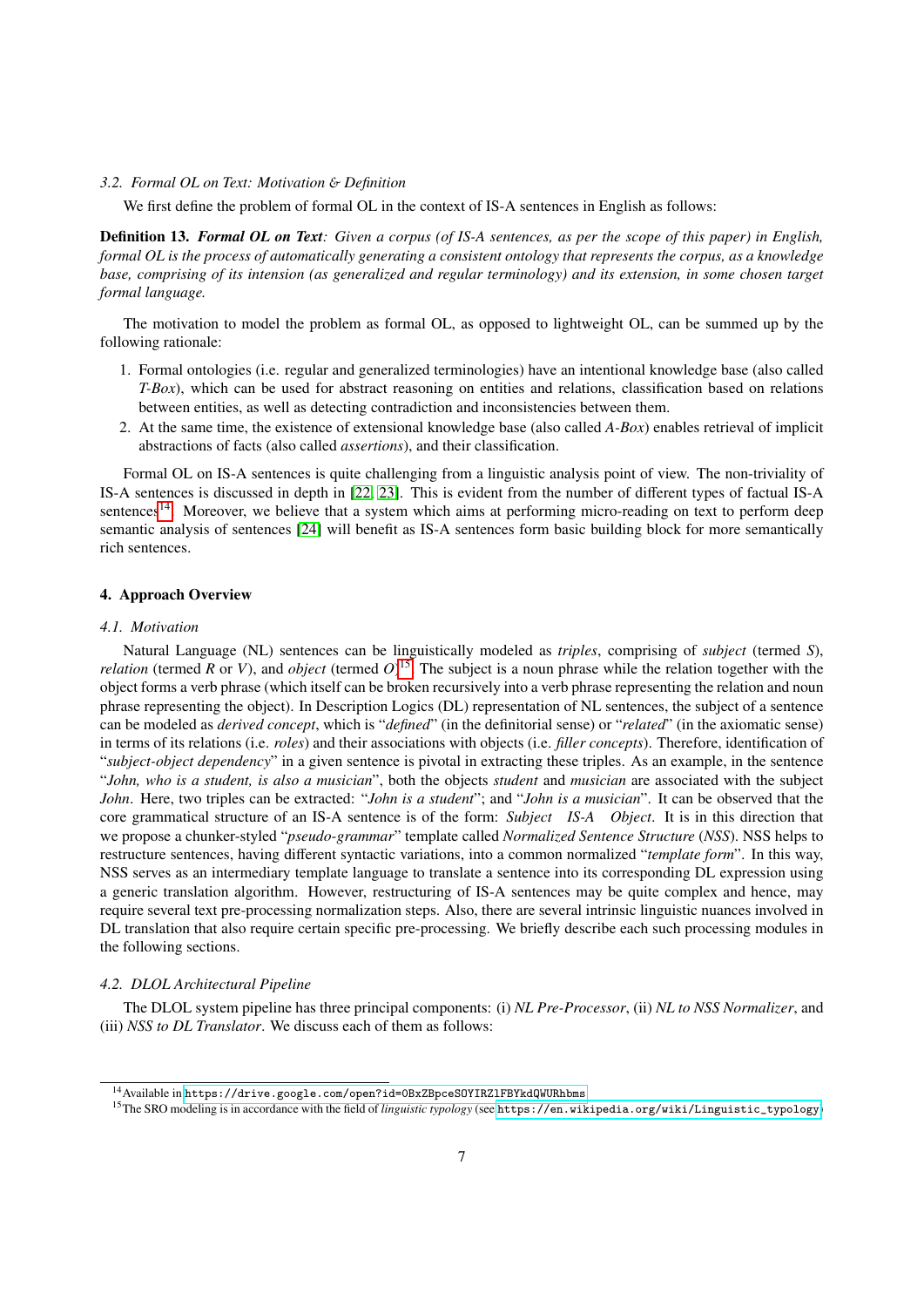### 3.2. Formal OL on Text: Motivation & Definition

We first define the problem of formal OL in the context of IS-A sentences in English as follows:

**Definition 13.** ***Formal OL on Text****: Given a corpus (of IS-A sentences, as per the scope of this paper) in English, formal OL is the process of automatically generating a consistent ontology that represents the corpus, as a knowledge base, comprising of its intension (as generalized and regular terminology) and its extension, in some chosen target formal language.*

The motivation to model the problem as formal OL, as opposed to lightweight OL, can be summed up by the following rationale:

1. Formal ontologies (i.e. regular and generalized terminologies) have an intentional knowledge base (also called *T-Box*), which can be used for abstract reasoning on entities and relations, classification based on relations between entities, as well as detecting contradiction and inconsistencies between them.
2. At the same time, the existence of extensional knowledge base (also called *A-Box*) enables retrieval of implicit abstractions of facts (also called *assertions*), and their classification.

Formal OL on IS-A sentences is quite challenging from a linguistic analysis point of view. The non-triviality of IS-A sentences is discussed in depth in [22, 23]. This is evident from the number of different types of factual IS-A sentences[14]. Moreover, we believe that a system which aims at performing micro-reading on text to perform deep semantic analysis of sentences [24] will benefit as IS-A sentences form basic building block for more semantically rich sentences.

## 4. Approach Overview

### 4.1. Motivation

Natural Language (NL) sentences can be linguistically modeled as *triples*, comprising of *subject* (termed *S*), *relation* (termed *R* or *V*), and *object* (termed *O*)[15]. The subject is a noun phrase while the relation together with the object forms a verb phrase (which itself can be broken recursively into a verb phrase representing the relation and noun phrase representing the object). In Description Logics (DL) representation of NL sentences, the subject of a sentence can be modeled as *derived concept*, which is "*defined*" (in the definitorial sense) or "*related*" (in the axiomatic sense) in terms of its relations (i.e. *roles*) and their associations with objects (i.e. *filler concepts*). Therefore, identification of "*subject-object dependency*" in a given sentence is pivotal in extracting these triples. As an example, in the sentence "*John, who is a student, is also a musician*", both the objects *student* and *musician* are associated with the subject *John*. Here, two triples can be extracted: "*John is a student*"; and "*John is a musician*". It can be observed that the core grammatical structure of an IS-A sentence is of the form: *Subject IS-A Object*. It is in this direction that we propose a chunker-styled "*pseudo-grammar*" template called *Normalized Sentence Structure* (*NSS*). NSS helps to restructure sentences, having different syntactic variations, into a common normalized "*template form*". In this way, NSS serves as an intermediary template language to translate a sentence into its corresponding DL expression using a generic translation algorithm. However, restructuring of IS-A sentences may be quite complex and hence, may require several text pre-processing normalization steps. Also, there are several intrinsic linguistic nuances involved in DL translation that also require certain specific pre-processing. We briefly describe each such processing modules in the following sections.

### 4.2. DLOL Architectural Pipeline

The DLOL system pipeline has three principal components: (i) *NL Pre-Processor*, (ii) *NL to NSS Normalizer*, and (iii) *NSS to DL Translator*. We discuss each of them as follows:

---

[14] Available in https://drive.google.com/open?id=0BxZBpceSOYIRZlFBYkdQWURhbms

[15] The SRO modeling is in accordance with the field of *linguistic typology* (see https://en.wikipedia.org/wiki/Linguistic_typology)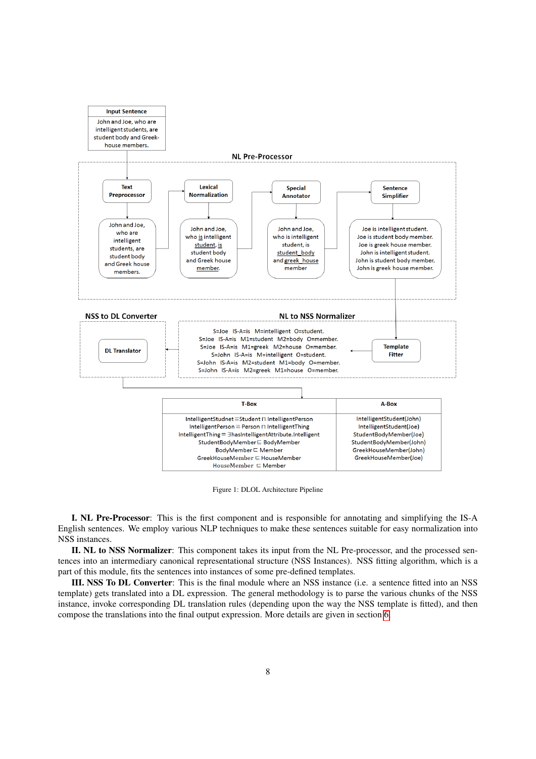Figure 1: DLOL Architecture Pipeline

**I. NL Pre-Processor**: This is the first component and is responsible for annotating and simplifying the IS-A English sentences. We employ various NLP techniques to make these sentences suitable for easy normalization into NSS instances.

**II. NL to NSS Normalizer**: This component takes its input from the NL Pre-processor, and the processed sentences into an intermediary canonical representational structure (NSS Instances). NSS fitting algorithm, which is a part of this module, fits the sentences into instances of some pre-defined templates.

**III. NSS To DL Converter**: This is the final module where an NSS instance (i.e. a sentence fitted into an NSS template) gets translated into a DL expression. The general methodology is to parse the various chunks of the NSS instance, invoke corresponding DL translation rules (depending upon the way the NSS template is fitted), and then compose the translations into the final output expression. More details are given in section 6.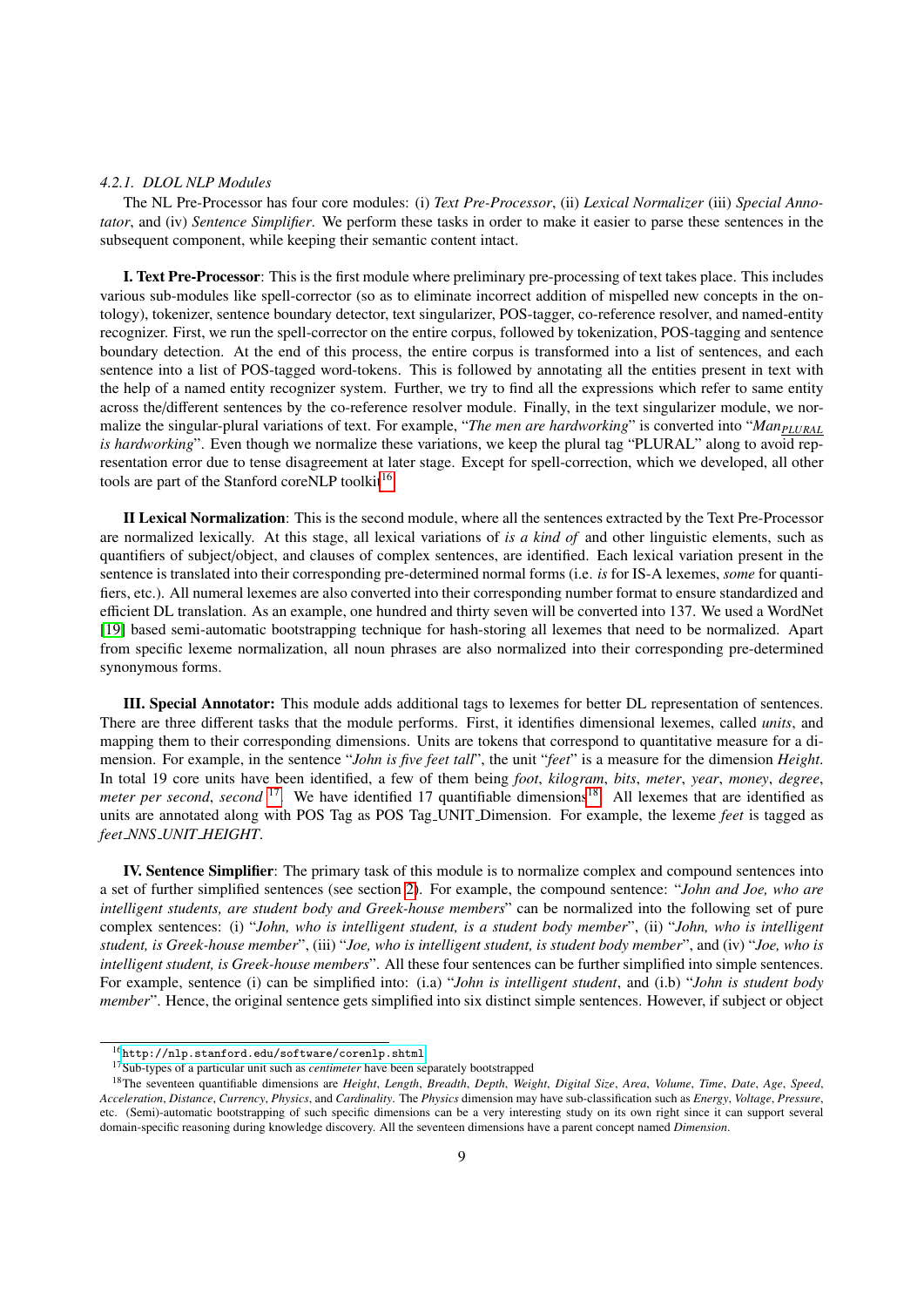#### *4.2.1. DLOL NLP Modules*

The NL Pre-Processor has four core modules: (i) *Text Pre-Processor*, (ii) *Lexical Normalizer* (iii) *Special Annotator*, and (iv) *Sentence Simplifier*. We perform these tasks in order to make it easier to parse these sentences in the subsequent component, while keeping their semantic content intact.

**I. Text Pre-Processor**: This is the first module where preliminary pre-processing of text takes place. This includes various sub-modules like spell-corrector (so as to eliminate incorrect addition of mispelled new concepts in the ontology), tokenizer, sentence boundary detector, text singularizer, POS-tagger, co-reference resolver, and named-entity recognizer. First, we run the spell-corrector on the entire corpus, followed by tokenization, POS-tagging and sentence boundary detection. At the end of this process, the entire corpus is transformed into a list of sentences, and each sentence into a list of POS-tagged word-tokens. This is followed by annotating all the entities present in text with the help of a named entity recognizer system. Further, we try to find all the expressions which refer to same entity across the/different sentences by the co-reference resolver module. Finally, in the text singularizer module, we normalize the singular-plural variations of text. For example, "*The men are hardworking*" is converted into "*$Man_{\underline{PLURAL}}$ is hardworking*". Even though we normalize these variations, we keep the plural tag "PLURAL" along to avoid representation error due to tense disagreement at later stage. Except for spell-correction, which we developed, all other tools are part of the Stanford coreNLP toolkit[16].

**II Lexical Normalization**: This is the second module, where all the sentences extracted by the Text Pre-Processor are normalized lexically. At this stage, all lexical variations of *is a kind of* and other linguistic elements, such as quantifiers of subject/object, and clauses of complex sentences, are identified. Each lexical variation present in the sentence is translated into their corresponding pre-determined normal forms (i.e. *is* for IS-A lexemes, *some* for quantifiers, etc.). All numeral lexemes are also converted into their corresponding number format to ensure standardized and efficient DL translation. As an example, one hundred and thirty seven will be converted into 137. We used a WordNet [19] based semi-automatic bootstrapping technique for hash-storing all lexemes that need to be normalized. Apart from specific lexeme normalization, all noun phrases are also normalized into their corresponding pre-determined synonymous forms.

**III. Special Annotator:** This module adds additional tags to lexemes for better DL representation of sentences. There are three different tasks that the module performs. First, it identifies dimensional lexemes, called *units*, and mapping them to their corresponding dimensions. Units are tokens that correspond to quantitative measure for a dimension. For example, in the sentence "*John is five feet tall*", the unit "*feet*" is a measure for the dimension *Height*. In total 19 core units have been identified, a few of them being *foot*, *kilogram*, *bits*, *meter*, *year*, *money*, *degree*, *meter per second*, *second* [17]. We have identified 17 quantifiable dimensions[18]. All lexemes that are identified as units are annotated along with POS Tag as POS Tag_UNIT_Dimension. For example, the lexeme *feet* is tagged as *feet_NNS_UNIT_HEIGHT*.

**IV. Sentence Simplifier**: The primary task of this module is to normalize complex and compound sentences into a set of further simplified sentences (see section 2). For example, the compound sentence: "*John and Joe, who are intelligent students, are student body and Greek-house members*" can be normalized into the following set of pure complex sentences: (i) "*John, who is intelligent student, is a student body member*", (ii) "*John, who is intelligent student, is Greek-house member*", (iii) "*Joe, who is intelligent student, is student body member*", and (iv) "*Joe, who is intelligent student, is Greek-house members*". All these four sentences can be further simplified into simple sentences. For example, sentence (i) can be simplified into: (i.a) "*John is intelligent student*, and (i.b) "*John is student body member*". Hence, the original sentence gets simplified into six distinct simple sentences. However, if subject or object

---

[16] http://nlp.stanford.edu/software/corenlp.shtml

[17] Sub-types of a particular unit such as *centimeter* have been separately bootstrapped

[18] The seventeen quantifiable dimensions are *Height*, *Length*, *Breadth*, *Depth*, *Weight*, *Digital Size*, *Area*, *Volume*, *Time*, *Date*, *Age*, *Speed*, *Acceleration*, *Distance*, *Currency*, *Physics*, and *Cardinality*. The *Physics* dimension may have sub-classification such as *Energy*, *Voltage*, *Pressure*, etc. (Semi)-automatic bootstrapping of such specific dimensions can be a very interesting study on its own right since it can support several domain-specific reasoning during knowledge discovery. All the seventeen dimensions have a parent concept named *Dimension*.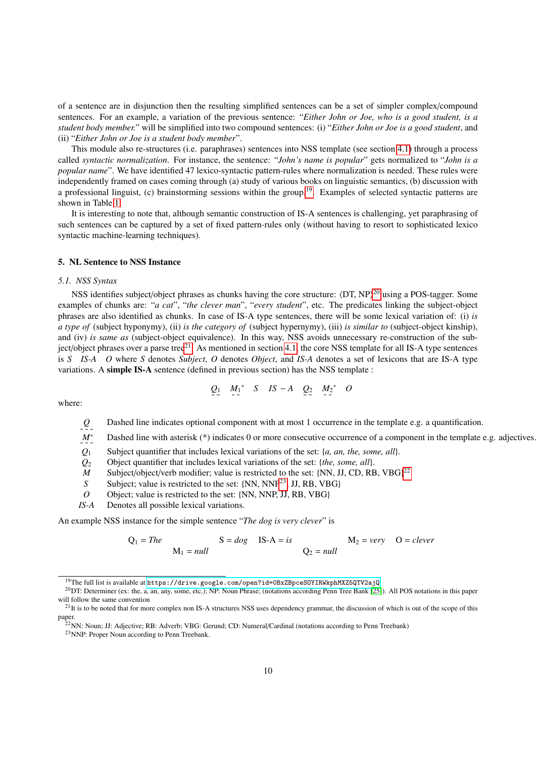of a sentence are in disjunction then the resulting simplified sentences can be a set of simpler complex/compound sentences. For an example, a variation of the previous sentence: "*Either John or Joe, who is a good student, is a student body member.*" will be simplified into two compound sentences: (i) "*Either John or Joe is a good student*, and (ii) "*Either John or Joe is a student body member*".

This module also re-structures (i.e. paraphrases) sentences into NSS template (see section 4.1) through a process called *syntactic normalization*. For instance, the sentence: "*John's name is popular*" gets normalized to "*John is a popular name*". We have identified 47 lexico-syntactic pattern-rules where normalization is needed. These rules were independently framed on cases coming through (a) study of various books on linguistic semantics, (b) discussion with a professional linguist, (c) brainstorming sessions within the group[19]. Examples of selected syntactic patterns are shown in Table 1.

It is interesting to note that, although semantic construction of IS-A sentences is challenging, yet paraphrasing of such sentences can be captured by a set of fixed pattern-rules only (without having to resort to sophisticated lexico syntactic machine-learning techniques).

## 5. NL Sentence to NSS Instance

### 5.1. NSS Syntax

NSS identifies subject/object phrases as chunks having the core structure: ⟨DT, NP⟩[20] using a POS-tagger. Some examples of chunks are: "*a cat*", "*the clever man*", "*every student*", etc. The predicates linking the subject-object phrases are also identified as chunks. In case of IS-A type sentences, there will be some lexical variation of: (i) *is a type of* (subject hyponymy), (ii) *is the category of* (subject hypernymy), (iii) *is similar to* (subject-object kinship), and (iv) *is same as* (subject-object equivalence). In this way, NSS avoids unnecessary re-construction of the subject/object phrases over a parse tree[21]. As mentioned in section 4.1, the core NSS template for all IS-A type sentences is $S \quad IS\text{-}A \quad O$ where $S$ denotes *Subject*, $O$ denotes *Object*, and *IS-A* denotes a set of lexicons that are IS-A type variations. A **simple IS-A** sentence (defined in previous section) has the NSS template :

$$\underline{Q_1} \quad \underline{M_1}^* \quad S \quad IS-A \quad \underline{Q_2} \quad \underline{M_2}^* \quad O$$

where:

- $\underline{Q}$ — Dashed line indicates optional component with at most 1 occurrence in the template e.g. a quantification.
- $\underline{M^*}$ — Dashed line with asterisk (*) indicates 0 or more consecutive occurrence of a component in the template e.g. adjectives.
- $Q_1$ — Subject quantifier that includes lexical variations of the set: {*a, an, the, some, all*}.
- $Q_2$ — Object quantifier that includes lexical variations of the set: {*the, some, all*}.
- $M$ — Subject/object/verb modifier; value is restricted to the set: {NN, JJ, CD, RB, VBG}[22]
- $S$ — Subject; value is restricted to the set: {NN, NNP[23], JJ, RB, VBG}
- $O$ — Object; value is restricted to the set: {NN, NNP, JJ, RB, VBG}
- *IS-A* — Denotes all possible lexical variations.

An example NSS instance for the simple sentence "*The dog is very clever*" is

$$Q_1 = \textit{The} \quad M_1 = \textit{null} \quad S = \textit{dog} \quad \text{IS-A} = \textit{is} \quad Q_2 = \textit{null} \quad M_2 = \textit{very} \quad O = \textit{clever}$$

[19] The full list is available at https://drive.google.com/open?id=0BxZBpceSOYIRWkphMXZ5QTV2ajQ

[20] DT: Determiner (ex: the, a, an, any, some, etc.); NP: Noun Phrase; (notations according Penn Tree Bank [25]). All POS notations in this paper will follow the same convention

[21] It is to be noted that for more complex non IS-A structures NSS uses dependency grammar, the discussion of which is out of the scope of this paper.

[22] NN: Noun; JJ: Adjective; RB: Adverb; VBG: Gerund; CD: Numeral/Cardinal (notations according to Penn Treebank)

[23] NNP: Proper Noun according to Penn Treebank.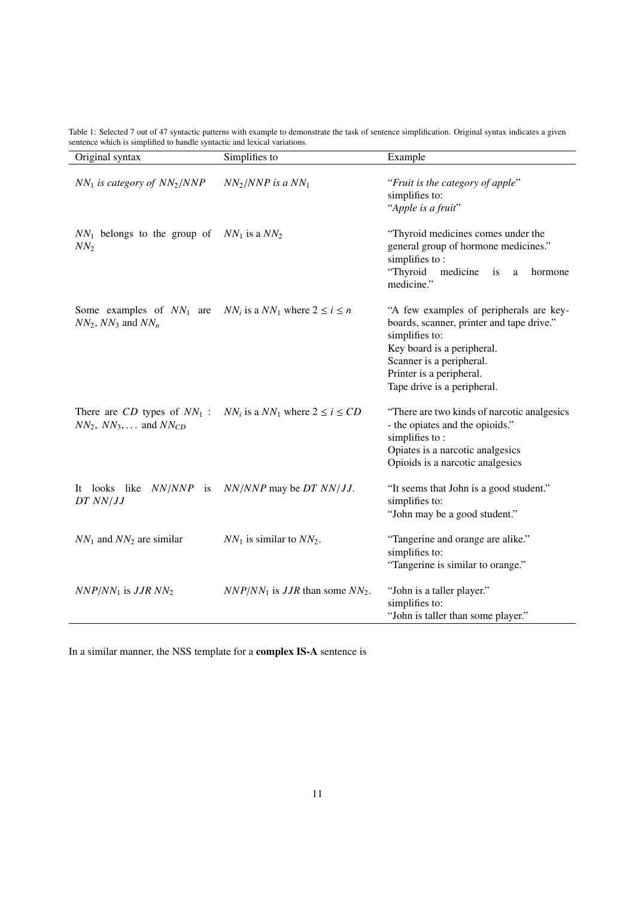Table 1: Selected 7 out of 47 syntactic patterns with example to demonstrate the task of sentence simplification. Original syntax indicates a given sentence which is simplified to handle syntactic and lexical variations.

| Original syntax | Simplifies to | Example |
|---|---|---|
| $NN_1$ *is category of* $NN_2/NNP$ | $NN_2/NNP$ *is a* $NN_1$ | "*Fruit is the category of apple*" simplifies to: "*Apple is a fruit*" |
| $NN_1$ belongs to the group of $NN_2$ | $NN_1$ is a $NN_2$ | "Thyroid medicines comes under the general group of hormone medicines." simplifies to : "Thyroid medicine is a hormone medicine." |
| Some examples of $NN_1$ are $NN_2$, $NN_3$ and $NN_n$ | $NN_i$ is a $NN_1$ where $2 \leq i \leq n$ | "A few examples of peripherals are key-boards, scanner, printer and tape drive." simplifies to: Key board is a peripheral. Scanner is a peripheral. Printer is a peripheral. Tape drive is a peripheral. |
| There are $CD$ types of $NN_1$ : $NN_2$, $NN_3, \ldots$ and $NN_{CD}$ | $NN_i$ is a $NN_1$ where $2 \leq i \leq CD$ | "There are two kinds of narcotic analgesics - the opiates and the opioids." simplifies to : Opiates is a narcotic analgesics Opioids is a narcotic analgesics |
| It looks like $NN/NNP$ is $DT$ $NN/JJ$ | $NN/NNP$ may be $DT$ $NN/JJ$. | "It seems that John is a good student." simplifies to: "John may be a good student." |
| $NN_1$ and $NN_2$ are similar | $NN_1$ is similar to $NN_2$. | "Tangerine and orange are alike." simplifies to: "Tangerine is similar to orange." |
| $NNP/NN_1$ is $JJR$ $NN_2$ | $NNP/NN_1$ is $JJR$ than some $NN_2$. | "John is a taller player." simplifies to: "John is taller than some player." |

In a similar manner, the NSS template for a **complex IS-A** sentence is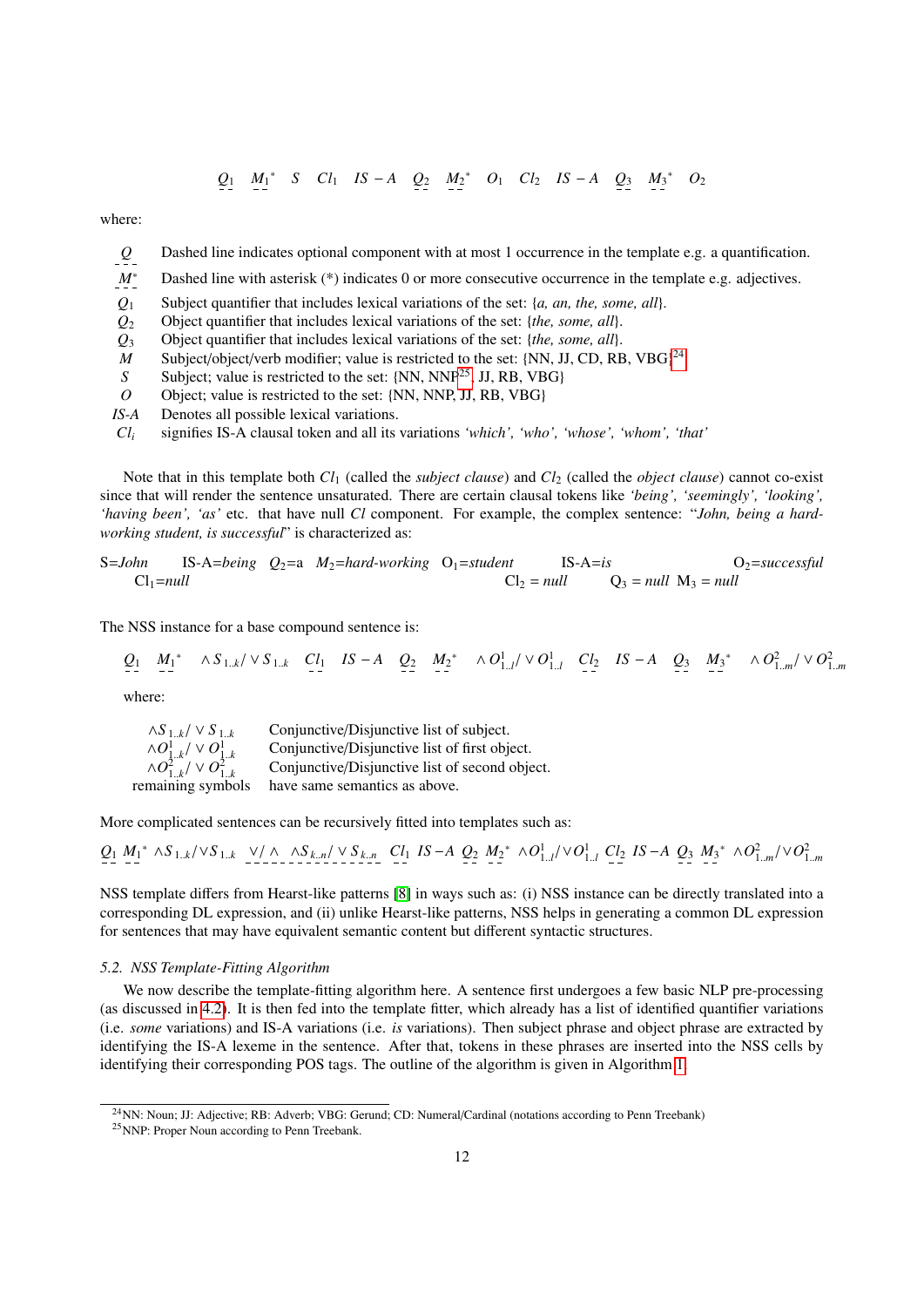$$\underline{Q_1} \quad \underline{M_1}^* \quad S \quad \underline{Cl_1} \quad IS-A \quad \underline{Q_2} \quad \underline{M_2}^* \quad O_1 \quad \underline{Cl_2} \quad IS-A \quad \underline{Q_3} \quad \underline{M_3}^* \quad O_2$$

where:

| | |
|---|---|
| $\underline{Q}$ | Dashed line indicates optional component with at most 1 occurrence in the template e.g. a quantification. |
| $\underline{M^*}$ | Dashed line with asterisk (*) indicates 0 or more consecutive occurrence in the template e.g. adjectives. |
| $Q_1$ | Subject quantifier that includes lexical variations of the set: {*a, an, the, some, all*}. |
| $Q_2$ | Object quantifier that includes lexical variations of the set: {*the, some, all*}. |
| $Q_3$ | Object quantifier that includes lexical variations of the set: {*the, some, all*}. |
| $M$ | Subject/object/verb modifier; value is restricted to the set: {NN, JJ, CD, RB, VBG}[24] |
| $S$ | Subject; value is restricted to the set: {NN, NNP[25], JJ, RB, VBG} |
| $O$ | Object; value is restricted to the set: {NN, NNP, JJ, RB, VBG} |
| *IS-A* | Denotes all possible lexical variations. |
| $Cl_i$ | signifies IS-A clausal token and all its variations *'which', 'who', 'whose', 'whom', 'that'* |

Note that in this template both $Cl_1$ (called the *subject clause*) and $Cl_2$ (called the *object clause*) cannot co-exist since that will render the sentence unsaturated. There are certain clausal tokens like *'being', 'seemingly', 'looking', 'having been', 'as'* etc. that have null *Cl* component. For example, the complex sentence: "*John, being a hard-working student, is successful*" is characterized as:

S=*John* $Cl_1$=*null* IS-A=*being* $Q_2$=a $M_2$=*hard-working* $O_1$=*student* $Cl_2$ = *null* IS-A=*is* $Q_3$ = *null* $M_3$ = *null* $O_2$=*successful*

The NSS instance for a base compound sentence is:

$$\underline{Q_1} \quad \underline{M_1}^* \quad \wedge S_{1..k} / \vee S_{1..k} \quad \underline{Cl_1} \quad IS-A \quad \underline{Q_2} \quad \underline{M_2}^* \quad \wedge O^1_{1..l} / \vee O^1_{1..l} \quad \underline{Cl_2} \quad IS-A \quad \underline{Q_3} \quad \underline{M_3}^* \quad \wedge O^2_{1..m} / \vee O^2_{1..m}$$

where:

| | |
|---|---|
| $\wedge S_{1..k} / \vee S_{1..k}$ | Conjunctive/Disjunctive list of subject. |
| $\wedge O^1_{1..k} / \vee O^1_{1..k}$ | Conjunctive/Disjunctive list of first object. |
| $\wedge O^2_{1..k} / \vee O^2_{1..k}$ | Conjunctive/Disjunctive list of second object. |
| remaining symbols | have same semantics as above. |

More complicated sentences can be recursively fitted into templates such as:

$$\underline{Q_1} \; \underline{M_1}^* \; \wedge S_{1..k} / \vee S_{1..k} \; \underline{\vee / \wedge \; \wedge S_{k..n} / \vee S_{k..n}} \; \underline{Cl_1} \; IS-A \; \underline{Q_2} \; \underline{M_2}^* \; \wedge O^1_{1..l} / \vee O^1_{1..l} \; \underline{Cl_2} \; IS-A \; \underline{Q_3} \; \underline{M_3}^* \; \wedge O^2_{1..m} / \vee O^2_{1..m}$$

NSS template differs from Hearst-like patterns [8] in ways such as: (i) NSS instance can be directly translated into a corresponding DL expression, and (ii) unlike Hearst-like patterns, NSS helps in generating a common DL expression for sentences that may have equivalent semantic content but different syntactic structures.

### 5.2. NSS Template-Fitting Algorithm

We now describe the template-fitting algorithm here. A sentence first undergoes a few basic NLP pre-processing (as discussed in 4.2). It is then fed into the template fitter, which already has a list of identified quantifier variations (i.e. *some* variations) and IS-A variations (i.e. *is* variations). Then subject phrase and object phrase are extracted by identifying the IS-A lexeme in the sentence. After that, tokens in these phrases are inserted into the NSS cells by identifying their corresponding POS tags. The outline of the algorithm is given in Algorithm 1.

---

[24] NN: Noun; JJ: Adjective; RB: Adverb; VBG: Gerund; CD: Numeral/Cardinal (notations according to Penn Treebank)

[25] NNP: Proper Noun according to Penn Treebank.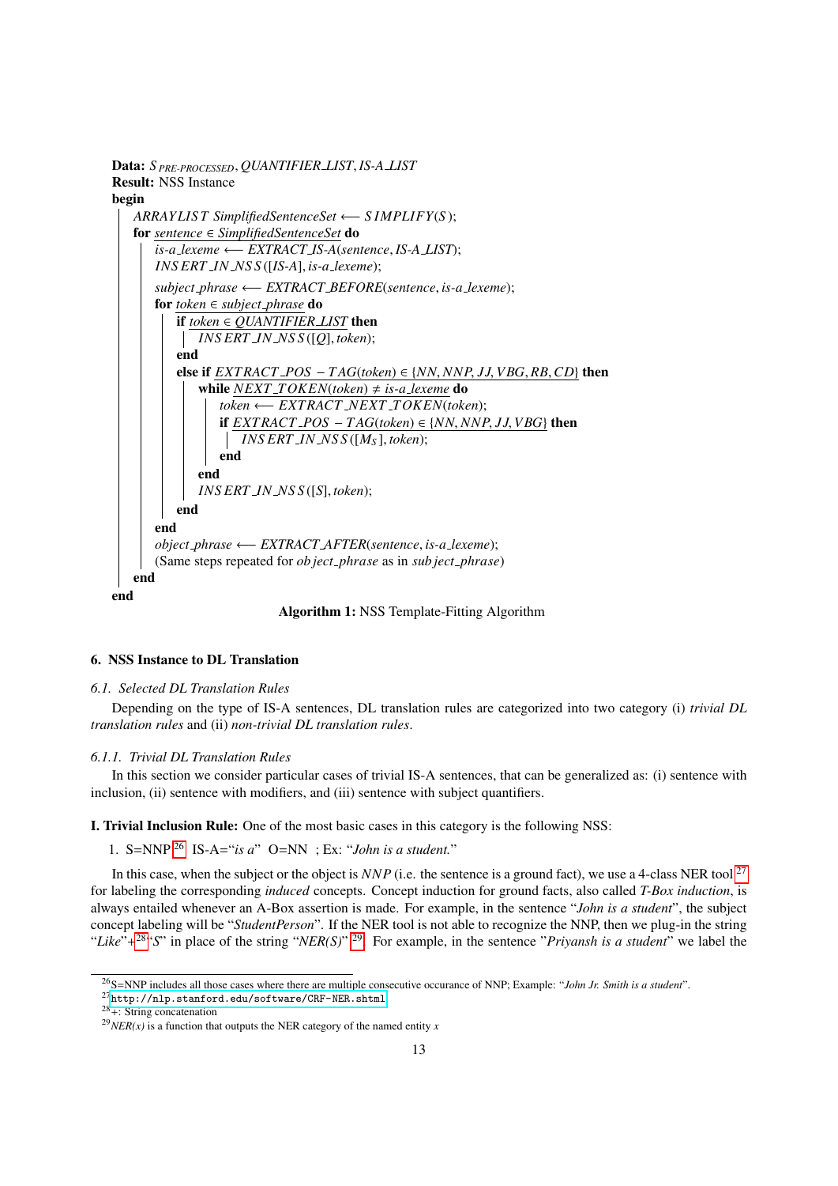**Data:** $S_{PRE\text{-}PROCESSED}$, *QUANTIFIER_LIST*, *IS-A_LIST*
**Result:** NSS Instance
**begin**

```
begin
    ARRAYLIST SimplifiedSentenceSet ⟵ SIMPLIFY(S);
    for sentence ∈ SimplifiedSentenceSet do
        is-a_lexeme ⟵ EXTRACT_IS-A(sentence, IS-A_LIST);
        INSERT_IN_NSS([IS-A], is-a_lexeme);
        subject_phrase ⟵ EXTRACT_BEFORE(sentence, is-a_lexeme);
        for token ∈ subject_phrase do
            if token ∈ QUANTIFIER_LIST then
                INSERT_IN_NSS([Q], token);
            end
            else if EXTRACT_POS−TAG(token) ∈ {NN, NNP, JJ, VBG, RB, CD} then
                while NEXT_TOKEN(token) ≠ is-a_lexeme do
                    token ⟵ EXTRACT_NEXT_TOKEN(token);
                    if EXTRACT_POS−TAG(token) ∈ {NN, NNP, JJ, VBG} then
                        INSERT_IN_NSS([M_S], token);
                    end
                end
                INSERT_IN_NSS([S], token);
            end
        end
        object_phrase ⟵ EXTRACT_AFTER(sentence, is-a_lexeme);
        (Same steps repeated for object_phrase as in subject_phrase)
    end
end
```

**Algorithm 1:** NSS Template-Fitting Algorithm

## 6. NSS Instance to DL Translation

### 6.1. Selected DL Translation Rules

Depending on the type of IS-A sentences, DL translation rules are categorized into two category (i) *trivial DL translation rules* and (ii) *non-trivial DL translation rules*.

#### 6.1.1. Trivial DL Translation Rules

In this section we consider particular cases of trivial IS-A sentences, that can be generalized as: (i) sentence with inclusion, (ii) sentence with modifiers, and (iii) sentence with subject quantifiers.

**I. Trivial Inclusion Rule:** One of the most basic cases in this category is the following NSS:

1. S=NNP[26] IS-A="*is a*" O=NN ; Ex: "*John is a student.*"

In this case, when the subject or the object is *NNP* (i.e. the sentence is a ground fact), we use a 4-class NER tool[27] for labeling the corresponding *induced* concepts. Concept induction for ground facts, also called *T-Box induction*, is always entailed whenever an A-Box assertion is made. For example, in the sentence "*John is a student*", the subject concept labeling will be "*StudentPerson*". If the NER tool is not able to recognize the NNP, then we plug-in the string "*Like*"+[28]"*S*" in place of the string "*NER(S)*"[29]. For example, in the sentence "*Priyansh is a student*" we label the

---

[26] S=NNP includes all those cases where there are multiple consecutive occurance of NNP; Example: "*John Jr. Smith is a student*".

[27] http://nlp.stanford.edu/software/CRF-NER.shtml

[28] +: String concatenation

[29] *NER(x)* is a function that outputs the NER category of the named entity *x*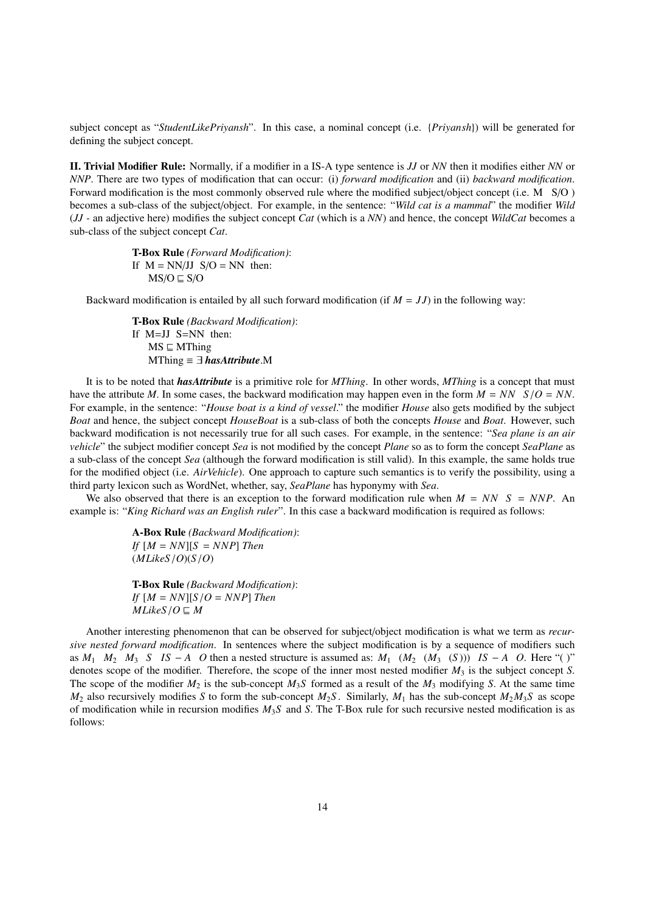subject concept as "*StudentLikePriyansh*". In this case, a nominal concept (i.e. {*Priyansh*}) will be generated for defining the subject concept.

**II. Trivial Modifier Rule:** Normally, if a modifier in a IS-A type sentence is *JJ* or *NN* then it modifies either *NN* or *NNP*. There are two types of modification that can occur: (i) *forward modification* and (ii) *backward modification*. Forward modification is the most commonly observed rule where the modified subject/object concept (i.e. M S/O ) becomes a sub-class of the subject/object. For example, in the sentence: "*Wild cat is a mammal*" the modifier *Wild* (*JJ* - an adjective here) modifies the subject concept *Cat* (which is a *NN*) and hence, the concept *WildCat* becomes a sub-class of the subject concept *Cat*.

> **T-Box Rule** *(Forward Modification)*:
> If M = NN/JJ S/O = NN then:
> MS/O ⊑ S/O

Backward modification is entailed by all such forward modification (if $M = JJ$) in the following way:

> **T-Box Rule** *(Backward Modification)*:
> If M=JJ S=NN then:
> MS ⊑ MThing
> MThing ≡ ∃ ***hasAttribute***.M

It is to be noted that ***hasAttribute*** is a primitive role for *MThing*. In other words, *MThing* is a concept that must have the attribute *M*. In some cases, the backward modification may happen even in the form $M = NN \;\; S/O = NN$. For example, in the sentence: "*House boat is a kind of vessel*." the modifier *House* also gets modified by the subject *Boat* and hence, the subject concept *HouseBoat* is a sub-class of both the concepts *House* and *Boat*. However, such backward modification is not necessarily true for all such cases. For example, in the sentence: "*Sea plane is an air vehicle*" the subject modifier concept *Sea* is not modified by the concept *Plane* so as to form the concept *SeaPlane* as a sub-class of the concept *Sea* (although the forward modification is still valid). In this example, the same holds true for the modified object (i.e. *AirVehicle*). One approach to capture such semantics is to verify the possibility, using a third party lexicon such as WordNet, whether, say, *SeaPlane* has hyponymy with *Sea*.

We also observed that there is an exception to the forward modification rule when $M = NN \;\; S = NNP$. An example is: "*King Richard was an English ruler*". In this case a backward modification is required as follows:

> **A-Box Rule** *(Backward Modification)*:
> *If* $[M = NN][S = NNP]$ *Then*
> $(MLikeS/O)(S/O)$

> **T-Box Rule** *(Backward Modification)*:
> *If* $[M = NN][S/O = NNP]$ *Then*
> $MLikeS/O \sqsubseteq M$

Another interesting phenomenon that can be observed for subject/object modification is what we term as *recursive nested forward modification*. In sentences where the subject modification is by a sequence of modifiers such as $M_1 \;\; M_2 \;\; M_3 \;\; S \;\; IS - A \;\; O$ then a nested structure is assumed as: $M_1 \;\; (M_2 \;\; (M_3 \;\; (S))) \;\; IS - A \;\; O$. Here "( )" denotes scope of the modifier. Therefore, the scope of the inner most nested modifier $M_3$ is the subject concept *S*. The scope of the modifier $M_2$ is the sub-concept $M_3S$ formed as a result of the $M_3$ modifying *S*. At the same time $M_2$ also recursively modifies *S* to form the sub-concept $M_2S$. Similarly, $M_1$ has the sub-concept $M_2M_3S$ as scope of modification while in recursion modifies $M_3S$ and *S*. The T-Box rule for such recursive nested modification is as follows: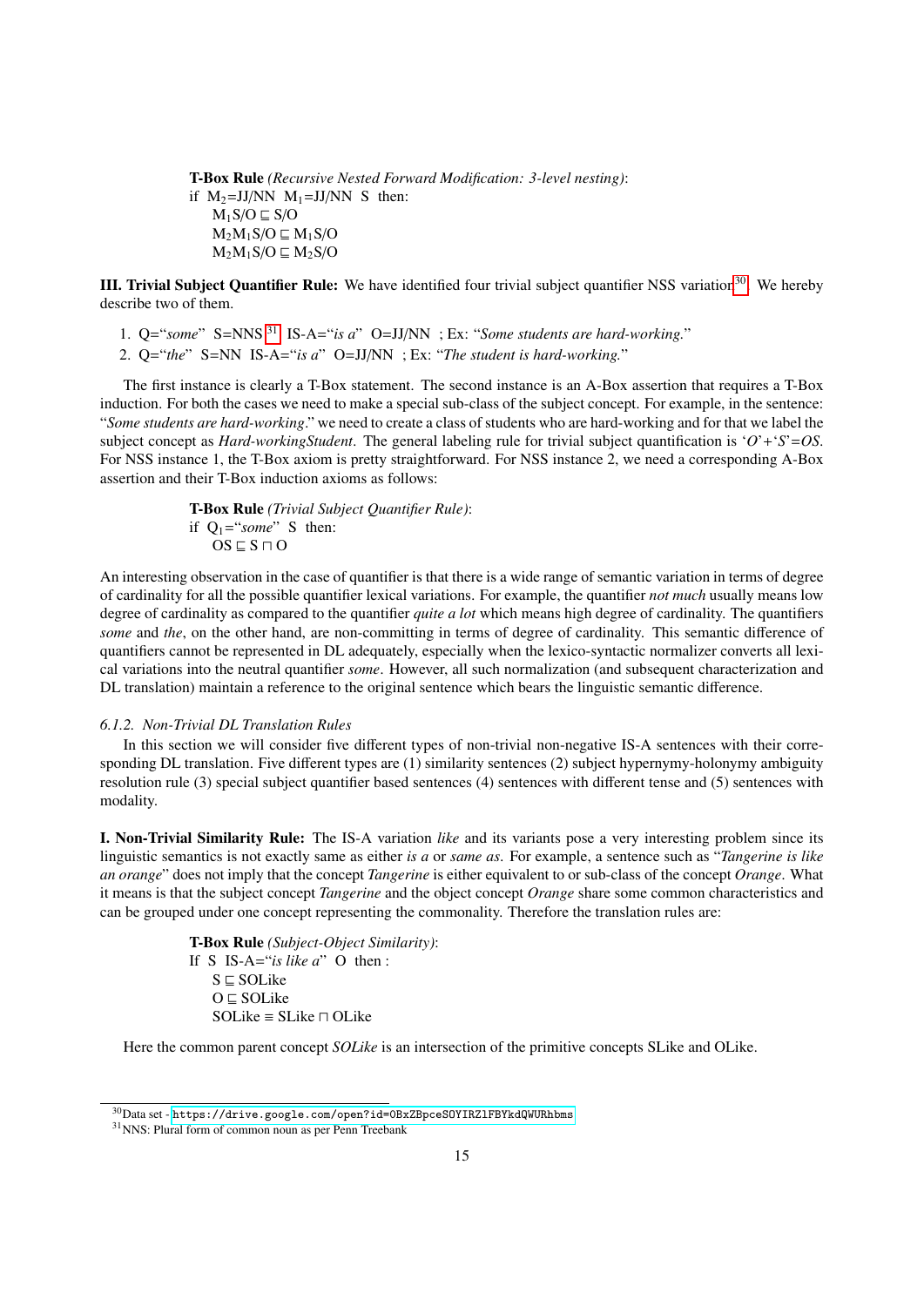**T-Box Rule** *(Recursive Nested Forward Modification: 3-level nesting)*:
if $M_2$=JJ/NN $M_1$=JJ/NN S then:
  $M_1S/O \sqsubseteq S/O$
  $M_2M_1S/O \sqsubseteq M_1S/O$
  $M_2M_1S/O \sqsubseteq M_2S/O$

**III. Trivial Subject Quantifier Rule:** We have identified four trivial subject quantifier NSS variation[30]. We hereby describe two of them.

1. Q="*some*" S=NNS[31] IS-A="*is a*" O=JJ/NN ; Ex: "*Some students are hard-working.*"
2. Q="*the*" S=NN IS-A="*is a*" O=JJ/NN ; Ex: "*The student is hard-working.*"

The first instance is clearly a T-Box statement. The second instance is an A-Box assertion that requires a T-Box induction. For both the cases we need to make a special sub-class of the subject concept. For example, in the sentence: "*Some students are hard-working*." we need to create a class of students who are hard-working and for that we label the subject concept as *Hard-workingStudent*. The general labeling rule for trivial subject quantification is '*O*'+'*S*'=*OS*. For NSS instance 1, the T-Box axiom is pretty straightforward. For NSS instance 2, we need a corresponding A-Box assertion and their T-Box induction axioms as follows:

**T-Box Rule** *(Trivial Subject Quantifier Rule)*:
if $Q_1$="*some*" S then:
  $OS \sqsubseteq S \sqcap O$

An interesting observation in the case of quantifier is that there is a wide range of semantic variation in terms of degree of cardinality for all the possible quantifier lexical variations. For example, the quantifier *not much* usually means low degree of cardinality as compared to the quantifier *quite a lot* which means high degree of cardinality. The quantifiers *some* and *the*, on the other hand, are non-committing in terms of degree of cardinality. This semantic difference of quantifiers cannot be represented in DL adequately, especially when the lexico-syntactic normalizer converts all lexical variations into the neutral quantifier *some*. However, all such normalization (and subsequent characterization and DL translation) maintain a reference to the original sentence which bears the linguistic semantic difference.

#### 6.1.2. Non-Trivial DL Translation Rules

In this section we will consider five different types of non-trivial non-negative IS-A sentences with their corresponding DL translation. Five different types are (1) similarity sentences (2) subject hypernymy-holonymy ambiguity resolution rule (3) special subject quantifier based sentences (4) sentences with different tense and (5) sentences with modality.

**I. Non-Trivial Similarity Rule:** The IS-A variation *like* and its variants pose a very interesting problem since its linguistic semantics is not exactly same as either *is a* or *same as*. For example, a sentence such as "*Tangerine is like an orange*" does not imply that the concept *Tangerine* is either equivalent to or sub-class of the concept *Orange*. What it means is that the subject concept *Tangerine* and the object concept *Orange* share some common characteristics and can be grouped under one concept representing the commonality. Therefore the translation rules are:

**T-Box Rule** *(Subject-Object Similarity)*:
If S IS-A="*is like a*" O then :
  $S \sqsubseteq SOLike$
  $O \sqsubseteq SOLike$
  $SOLike \equiv SLike \sqcap OLike$

Here the common parent concept *SOLike* is an intersection of the primitive concepts SLike and OLike.

[30] Data set - https://drive.google.com/open?id=0BxZBpceSOYIRZlFBYkdQWURhbms
[31] NNS: Plural form of common noun as per Penn Treebank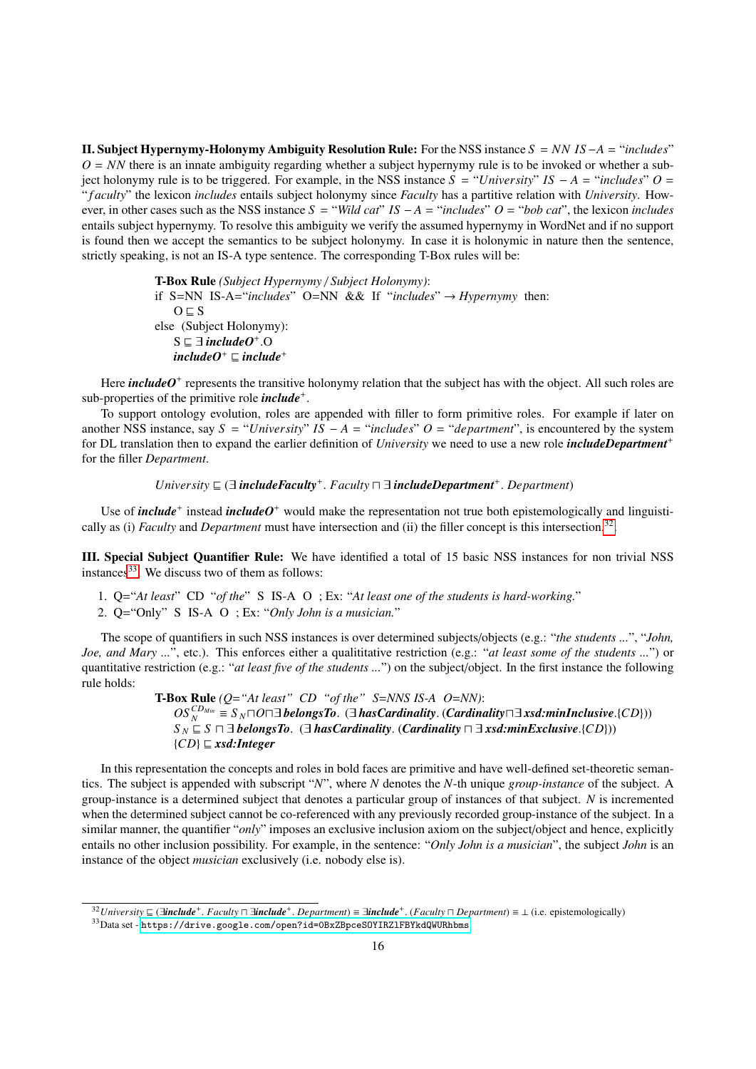**II. Subject Hypernymy-Holonymy Ambiguity Resolution Rule:** For the NSS instance $S = NN\ IS-A =$ "*includes*" $O = NN$ there is an innate ambiguity regarding whether a subject hypernymy rule is to be invoked or whether a subject holonymy rule is to be triggered. For example, in the NSS instance $S =$ "*University*" $IS - A =$ "*includes*" $O =$ "*faculty*" the lexicon *includes* entails subject holonymy since *Faculty* has a partitive relation with *University*. However, in other cases such as the NSS instance $S =$ "*Wild cat*" $IS - A =$ "*includes*" $O =$ "*bob cat*", the lexicon *includes* entails subject hypernymy. To resolve this ambiguity we verify the assumed hypernymy in WordNet and if no support is found then we accept the semantics to be subject holonymy. In case it is holonymic in nature then the sentence, strictly speaking, is not an IS-A type sentence. The corresponding T-Box rules will be:

**T-Box Rule** *(Subject Hypernymy / Subject Holonymy)*:
if S=NN IS-A="*includes*" O=NN && If "*includes*" $\rightarrow$ *Hypernymy* then:
$O \sqsubseteq S$
else (Subject Holonymy):
$S \sqsubseteq \exists\, \textbf{\textit{includeO}}^{+}.O$
$\textbf{\textit{includeO}}^{+} \sqsubseteq \textbf{\textit{include}}^{+}$

Here $\textbf{\textit{includeO}}^{+}$ represents the transitive holonymy relation that the subject has with the object. All such roles are sub-properties of the primitive role $\textbf{\textit{include}}^{+}$.

To support ontology evolution, roles are appended with filler to form primitive roles. For example if later on another NSS instance, say $S =$ "*University*" $IS - A =$ "*includes*" $O =$ "*department*", is encountered by the system for DL translation then to expand the earlier definition of *University* we need to use a new role $\textbf{\textit{includeDepartment}}^{+}$ for the filler *Department*.

$$University \sqsubseteq (\exists\, \textbf{\textit{includeFaculty}}^{+}.\, Faculty \sqcap \exists\, \textbf{\textit{includeDepartment}}^{+}.\, Department)$$

Use of $\textbf{\textit{include}}^{+}$ instead $\textbf{\textit{includeO}}^{+}$ would make the representation not true both epistemologically and linguistically as (i) *Faculty* and *Department* must have intersection and (ii) the filler concept is this intersection.[32]

**III. Special Subject Quantifier Rule:** We have identified a total of 15 basic NSS instances for non trivial NSS instances[33]. We discuss two of them as follows:

1. Q="*At least*" CD "*of the*" S IS-A O ; Ex: "*At least one of the students is hard-working.*"
2. Q="Only" S IS-A O ; Ex: "*Only John is a musician.*"

The scope of quantifiers in such NSS instances is over determined subjects/objects (e.g.: "*the students ...*", "*John, Joe, and Mary ...*", etc.). This enforces either a qualititative restriction (e.g.: "*at least some of the students ...*") or quantitative restriction (e.g.: "*at least five of the students ...*") on the subject/object. In the first instance the following rule holds:

**T-Box Rule** *(Q="At least" CD "of the" S=NNS IS-A O=NN)*:
$OS_N^{CD_{Min}} \equiv S_N \sqcap O \sqcap \exists\, \textbf{\textit{belongsTo}}.\ (\exists\, \textbf{\textit{hasCardinality}}.\, (\textbf{\textit{Cardinality}} \sqcap \exists\, \textbf{\textit{xsd:minInclusive}}.\{CD\}))$
$S_N \sqsubseteq S \sqcap \exists\, \textbf{\textit{belongsTo}}.\ (\exists\, \textbf{\textit{hasCardinality}}.\, (\textbf{\textit{Cardinality}} \sqcap \exists\, \textbf{\textit{xsd:minExclusive}}.\{CD\}))$
$\{CD\} \sqsubseteq \textbf{\textit{xsd:Integer}}$

In this representation the concepts and roles in bold faces are primitive and have well-defined set-theoretic semantics. The subject is appended with subscript "*N*", where *N* denotes the *N*-th unique *group-instance* of the subject. A group-instance is a determined subject that denotes a particular group of instances of that subject. *N* is incremented when the determined subject cannot be co-referenced with any previously recorded group-instance of the subject. In a similar manner, the quantifier "*only*" imposes an exclusive inclusion axiom on the subject/object and hence, explicitly entails no other inclusion possibility. For example, in the sentence: "*Only John is a musician*", the subject *John* is an instance of the object *musician* exclusively (i.e. nobody else is).

---

[32] $University \sqsubseteq (\exists \textbf{\textit{include}}^{+}.\, Faculty \sqcap \exists \textbf{\textit{include}}^{+}.\, Department) \equiv \exists \textbf{\textit{include}}^{+}.\, (Faculty \sqcap Department) \equiv \bot$ (i.e. epistemologically)

[33] Data set - https://drive.google.com/open?id=0BxZBpceSOYIRZlFBYkdQWURhbms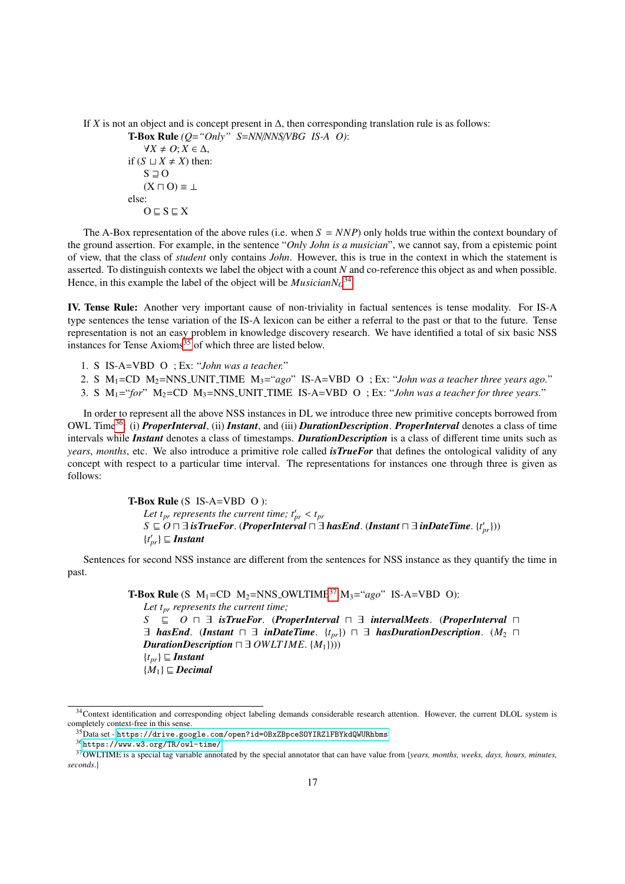If $X$ is not an object and is concept present in $\Delta$, then corresponding translation rule is as follows:

**T-Box Rule** *(Q="Only" S=NN/NNS/VBG IS-A O)*:
$\forall X \neq O; X \in \Delta$,
if $(S \sqcup X \neq X)$ then:
$S \sqsupseteq O$
$(X \sqcap O) \equiv \bot$
else:
$O \sqsubseteq S \sqsubseteq X$

The A-Box representation of the above rules (i.e. when $S = NNP$) only holds true within the context boundary of the ground assertion. For example, in the sentence "*Only John is a musician*", we cannot say, from a epistemic point of view, that the class of *student* only contains *John*. However, this is true in the context in which the statement is asserted. To distinguish contexts we label the object with a count $N$ and co-reference this object as and when possible. Hence, in this example the label of the object will be $MusicianN_O$[34].

**IV. Tense Rule:** Another very important cause of non-triviality in factual sentences is tense modality. For IS-A type sentences the tense variation of the IS-A lexicon can be either a referral to the past or that to the future. Tense representation is not an easy problem in knowledge discovery research. We have identified a total of six basic NSS instances for Tense Axioms[35] of which three are listed below.

1. S IS-A=VBD O ; Ex: "*John was a teacher.*"
2. S $M_1$=CD $M_2$=NNS_UNIT_TIME $M_3$="*ago*" IS-A=VBD O ; Ex: "*John was a teacher three years ago.*"
3. S $M_1$="*for*" $M_2$=CD $M_3$=NNS_UNIT_TIME IS-A=VBD O ; Ex: "*John was a teacher for three years.*"

In order to represent all the above NSS instances in DL we introduce three new primitive concepts borrowed from OWL Time[36]: (i) ***ProperInterval***, (ii) ***Instant***, and (iii) ***DurationDescription***. ***ProperInterval*** denotes a class of time intervals while ***Instant*** denotes a class of timestamps. ***DurationDescription*** is a class of different time units such as *years*, *months*, etc. We also introduce a primitive role called ***isTrueFor*** that defines the ontological validity of any concept with respect to a particular time interval. The representations for instances one through three is given as follows:

**T-Box Rule** (S IS-A=VBD O ):
*Let $t_{pr}$ represents the current time; $t'_{pr} < t_{pr}$*
$S \sqsubseteq O \sqcap \exists \textbf{\textit{isTrueFor}}.(\textbf{\textit{ProperInterval}} \sqcap \exists \textbf{\textit{hasEnd}}.(\textbf{\textit{Instant}} \sqcap \exists \textbf{\textit{inDateTime}}.\{t'_{pr}\}))$
$\{t'_{pr}\} \sqsubseteq \textbf{\textit{Instant}}$

Sentences for second NSS instance are different from the sentences for NSS instance as they quantify the time in past.

**T-Box Rule** (S $M_1$=CD $M_2$=NNS_OWLTIME[37] $M_3$="*ago*" IS-A=VBD O):
*Let $t_{pr}$ represents the current time;*
$S \sqsubseteq O \sqcap \exists \textbf{\textit{isTrueFor}}.(\textbf{\textit{ProperInterval}} \sqcap \exists \textbf{\textit{intervalMeets}}.(\textbf{\textit{ProperInterval}} \sqcap \exists \textbf{\textit{hasEnd}}.(\textbf{\textit{Instant}} \sqcap \exists \textbf{\textit{inDateTime}}.\{t_{pr}\}) \sqcap \exists \textbf{\textit{hasDurationDescription}}.(M_2 \sqcap \textbf{\textit{DurationDescription}} \sqcap \exists OWLTIME.\{M_1\})))$
$\{t_{pr}\} \sqsubseteq \textbf{\textit{Instant}}$
$\{M_1\} \sqsubseteq \textbf{\textit{Decimal}}$

---

[34] Context identification and corresponding object labeling demands considerable research attention. However, the current DLOL system is completely context-free in this sense.

[35] Data set - https://drive.google.com/open?id=0BxZBpceSOYIRZlFBYkdQWURhbms

[36] https://www.w3.org/TR/owl-time/

[37] OWLTIME is a special tag variable annotated by the special annotator that can have value from {*years, months, weeks, days, hours, minutes, seconds.*}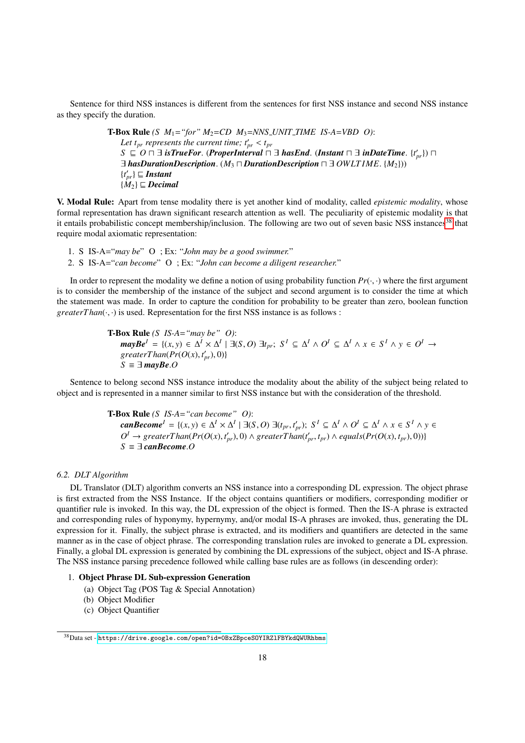Sentence for third NSS instances is different from the sentences for first NSS instance and second NSS instance as they specify the duration.

> **T-Box Rule** *(S $M_1$="for" $M_2$=CD $M_3$=NNS_UNIT_TIME IS-A=VBD O)*:
> *Let $t_{pr}$ represents the current time; $t'_{pr} < t_{pr}$*
> $S \sqsubseteq O \sqcap \exists$ ***isTrueFor***. (***ProperInterval*** $\sqcap \exists$ ***hasEnd***. (***Instant*** $\sqcap \exists$ ***inDateTime***. $\{t'_{pr}\}) \sqcap$
> $\exists$ ***hasDurationDescription***. ($M_3 \sqcap$ ***DurationDescription*** $\sqcap \exists$ *OWLTIME*. $\{M_2\}$))
> $\{t'_{pr}\} \sqsubseteq$ ***Instant***
> $\{M_2\} \sqsubseteq$ ***Decimal***

**V. Modal Rule:** Apart from tense modality there is yet another kind of modality, called *epistemic modality*, whose formal representation has drawn significant research attention as well. The peculiarity of epistemic modality is that it entails probabilistic concept membership/inclusion. The following are two out of seven basic NSS instances[38] that require modal axiomatic representation:

1. S IS-A="*may be*" O ; Ex: "*John may be a good swimmer.*"
2. S IS-A="*can become*" O ; Ex: "*John can become a diligent researcher.*"

In order to represent the modality we define a notion of using probability function $Pr(\cdot,\cdot)$ where the first argument is to consider the membership of the instance of the subject and second argument is to consider the time at which the statement was made. In order to capture the condition for probability to be greater than zero, boolean function $greaterThan(\cdot,\cdot)$ is used. Representation for the first NSS instance is as follows :

> **T-Box Rule** *(S IS-A="may be" O)*:
> $\textbf{\textit{mayBe}}^I = \{(x,y) \in \Delta^I \times \Delta^I \mid \exists(S,O)\ \exists t_{pr};\ S^I \subseteq \Delta^I \wedge O^I \subseteq \Delta^I \wedge x \in S^I \wedge y \in O^I \rightarrow greaterThan(Pr(O(x), t'_{pr}), 0)\}$
> $S \equiv \exists$ ***mayBe***.$O$

Sentence to belong second NSS instance introduce the modality about the ability of the subject being related to object and is represented in a manner similar to first NSS instance but with the consideration of the threshold.

> **T-Box Rule** *(S IS-A="can become" O)*:
> $\textbf{\textit{canBecome}}^I = \{(x,y) \in \Delta^I \times \Delta^I \mid \exists(S,O)\ \exists(t_{pr}, t'_{pr});\ S^I \subseteq \Delta^I \wedge O^I \subseteq \Delta^I \wedge x \in S^I \wedge y \in O^I \rightarrow greaterThan(Pr(O(x), t'_{pr}), 0) \wedge greaterThan(t'_{pr}, t_{pr}) \wedge equals(Pr(O(x), t_{pr}), 0))\}$
> $S \equiv \exists$ ***canBecome***.$O$

### 6.2. DLT Algorithm

DL Translator (DLT) algorithm converts an NSS instance into a corresponding DL expression. The object phrase is first extracted from the NSS Instance. If the object contains quantifiers or modifiers, corresponding modifier or quantifier rule is invoked. In this way, the DL expression of the object is formed. Then the IS-A phrase is extracted and corresponding rules of hyponymy, hypernymy, and/or modal IS-A phrases are invoked, thus, generating the DL expression for it. Finally, the subject phrase is extracted, and its modifiers and quantifiers are detected in the same manner as in the case of object phrase. The corresponding translation rules are invoked to generate a DL expression. Finally, a global DL expression is generated by combining the DL expressions of the subject, object and IS-A phrase. The NSS instance parsing precedence followed while calling base rules are as follows (in descending order):

1. **Object Phrase DL Sub-expression Generation**
   (a) Object Tag (POS Tag & Special Annotation)
   (b) Object Modifier
   (c) Object Quantifier

[38] Data set - https://drive.google.com/open?id=0BxZBpceSOYIRZlFBYkdQWURhbms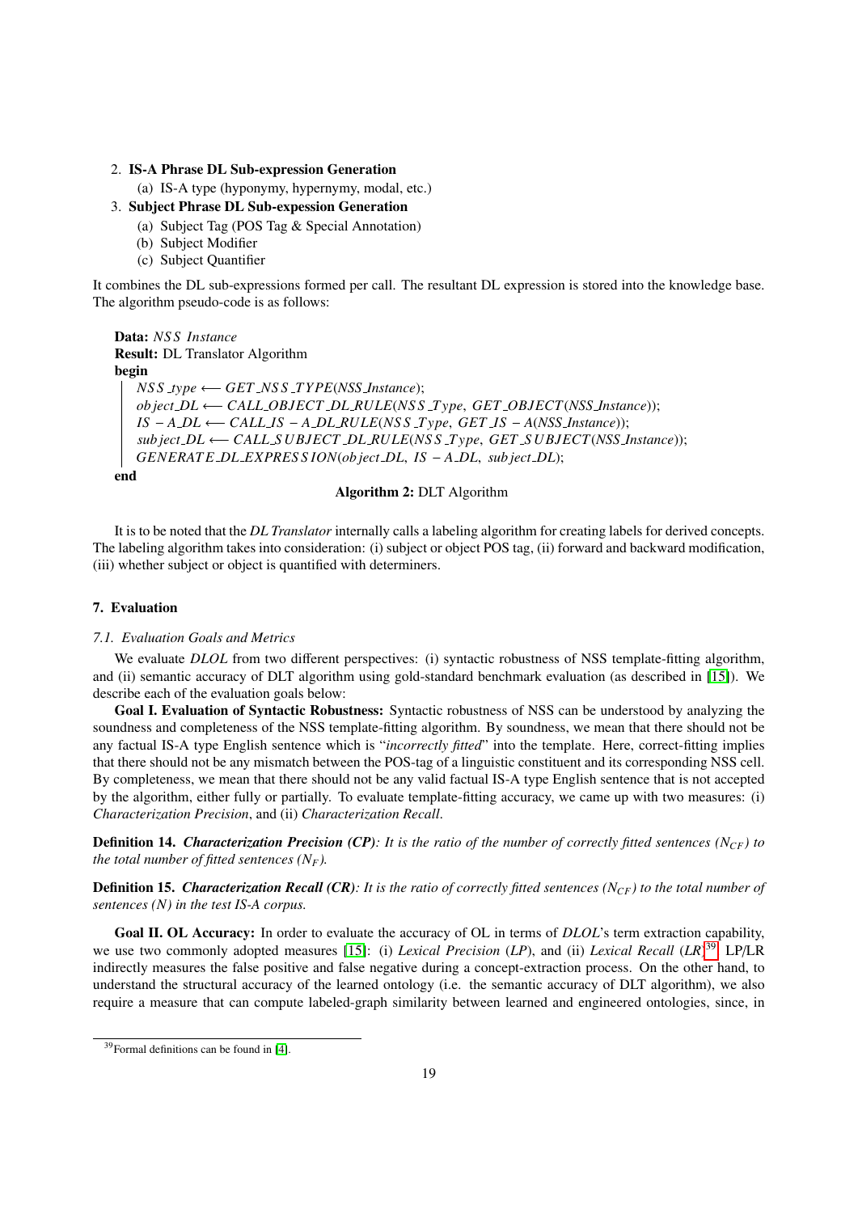2. **IS-A Phrase DL Sub-expression Generation**
   (a) IS-A type (hyponymy, hypernymy, modal, etc.)
3. **Subject Phrase DL Sub-expession Generation**
   (a) Subject Tag (POS Tag & Special Annotation)
   (b) Subject Modifier
   (c) Subject Quantifier

It combines the DL sub-expressions formed per call. The resultant DL expression is stored into the knowledge base. The algorithm pseudo-code is as follows:

```
Data: NSS Instance
Result: DL Translator Algorithm
begin
    NSS_type ⟵ GET_NSS_TYPE(NSS_Instance);
    object_DL ⟵ CALL_OBJECT_DL_RULE(NSS_Type, GET_OBJECT(NSS_Instance));
    IS − A_DL ⟵ CALL_IS − A_DL_RULE(NSS_Type, GET_IS − A(NSS_Instance));
    subject_DL ⟵ CALL_SUBJECT_DL_RULE(NSS_Type, GET_SUBJECT(NSS_Instance));
    GENERATE_DL_EXPRESSION(object_DL, IS − A_DL, subject_DL);
end
```

**Algorithm 2:** DLT Algorithm

It is to be noted that the *DL Translator* internally calls a labeling algorithm for creating labels for derived concepts. The labeling algorithm takes into consideration: (i) subject or object POS tag, (ii) forward and backward modification, (iii) whether subject or object is quantified with determiners.

## 7. Evaluation

### 7.1. Evaluation Goals and Metrics

We evaluate *DLOL* from two different perspectives: (i) syntactic robustness of NSS template-fitting algorithm, and (ii) semantic accuracy of DLT algorithm using gold-standard benchmark evaluation (as described in [15]). We describe each of the evaluation goals below:

**Goal I. Evaluation of Syntactic Robustness:** Syntactic robustness of NSS can be understood by analyzing the soundness and completeness of the NSS template-fitting algorithm. By soundness, we mean that there should not be any factual IS-A type English sentence which is "*incorrectly fitted*" into the template. Here, correct-fitting implies that there should not be any mismatch between the POS-tag of a linguistic constituent and its corresponding NSS cell. By completeness, we mean that there should not be any valid factual IS-A type English sentence that is not accepted by the algorithm, either fully or partially. To evaluate template-fitting accuracy, we came up with two measures: (i) *Characterization Precision*, and (ii) *Characterization Recall*.

**Definition 14.** ***Characterization Precision (CP)****: It is the ratio of the number of correctly fitted sentences ($N_{CF}$) to the total number of fitted sentences ($N_F$).*

**Definition 15.** ***Characterization Recall (CR)****: It is the ratio of correctly fitted sentences ($N_{CF}$) to the total number of sentences (N) in the test IS-A corpus.*

**Goal II. OL Accuracy:** In order to evaluate the accuracy of OL in terms of *DLOL*'s term extraction capability, we use two commonly adopted measures [15]: (i) *Lexical Precision* (*LP*), and (ii) *Lexical Recall* (*LR*)[39]. LP/LR indirectly measures the false positive and false negative during a concept-extraction process. On the other hand, to understand the structural accuracy of the learned ontology (i.e. the semantic accuracy of DLT algorithm), we also require a measure that can compute labeled-graph similarity between learned and engineered ontologies, since, in

[39] Formal definitions can be found in [4].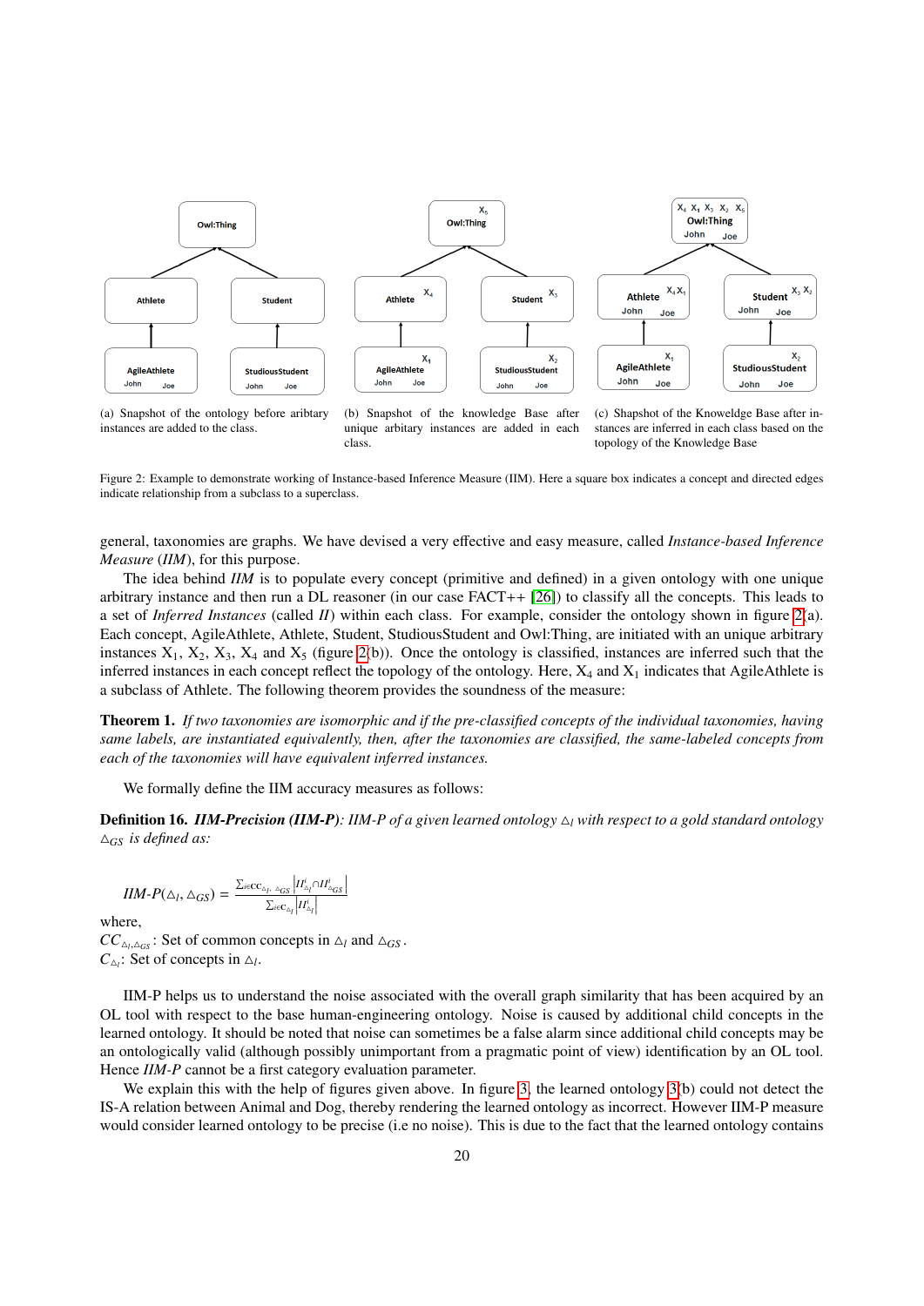(a) Snapshot of the ontology before aribtary instances are added to the class.

(b) Snapshot of the knowledge Base after unique arbitary instances are added in each class.

(c) Shapshot of the Knoweldge Base after instances are inferred in each class based on the topology of the Knowledge Base

Figure 2: Example to demonstrate working of Instance-based Inference Measure (IIM). Here a square box indicates a concept and directed edges indicate relationship from a subclass to a superclass.

general, taxonomies are graphs. We have devised a very effective and easy measure, called *Instance-based Inference Measure* (*IIM*), for this purpose.

The idea behind *IIM* is to populate every concept (primitive and defined) in a given ontology with one unique arbitrary instance and then run a DL reasoner (in our case FACT++ [26]) to classify all the concepts. This leads to a set of *Inferred Instances* (called *II*) within each class. For example, consider the ontology shown in figure 2(a). Each concept, AgileAthlete, Athlete, Student, StudiousStudent and Owl:Thing, are initiated with an unique arbitrary instances $X_1$, $X_2$, $X_3$, $X_4$ and $X_5$ (figure 2(b)). Once the ontology is classified, instances are inferred such that the inferred instances in each concept reflect the topology of the ontology. Here, $X_4$ and $X_1$ indicates that AgileAthlete is a subclass of Athlete. The following theorem provides the soundness of the measure:

**Theorem 1.** *If two taxonomies are isomorphic and if the pre-classified concepts of the individual taxonomies, having same labels, are instantiated equivalently, then, after the taxonomies are classified, the same-labeled concepts from each of the taxonomies will have equivalent inferred instances.*

We formally define the IIM accuracy measures as follows:

**Definition 16.** ***IIM-Precision (IIM-P)****: IIM-P of a given learned ontology $\triangle_l$ with respect to a gold standard ontology $\triangle_{GS}$ is defined as:*

$$\textit{IIM-P}(\triangle_l, \triangle_{GS}) = \frac{\sum_{i \in CC_{\triangle_l,\triangle_{GS}}} \left| II^i_{\triangle_l} \cap II^i_{\triangle_{GS}} \right|}{\sum_{i \in C_{\triangle_l}} \left| II^i_{\triangle_l} \right|}$$

where,
$CC_{\triangle_l,\triangle_{GS}}$: Set of common concepts in $\triangle_l$ and $\triangle_{GS}$.
$C_{\triangle_l}$: Set of concepts in $\triangle_l$.

IIM-P helps us to understand the noise associated with the overall graph similarity that has been acquired by an OL tool with respect to the base human-engineering ontology. Noise is caused by additional child concepts in the learned ontology. It should be noted that noise can sometimes be a false alarm since additional child concepts may be an ontologically valid (although possibly unimportant from a pragmatic point of view) identification by an OL tool. Hence *IIM-P* cannot be a first category evaluation parameter.

We explain this with the help of figures given above. In figure 3, the learned ontology 3(b) could not detect the IS-A relation between Animal and Dog, thereby rendering the learned ontology as incorrect. However IIM-P measure would consider learned ontology to be precise (i.e no noise). This is due to the fact that the learned ontology contains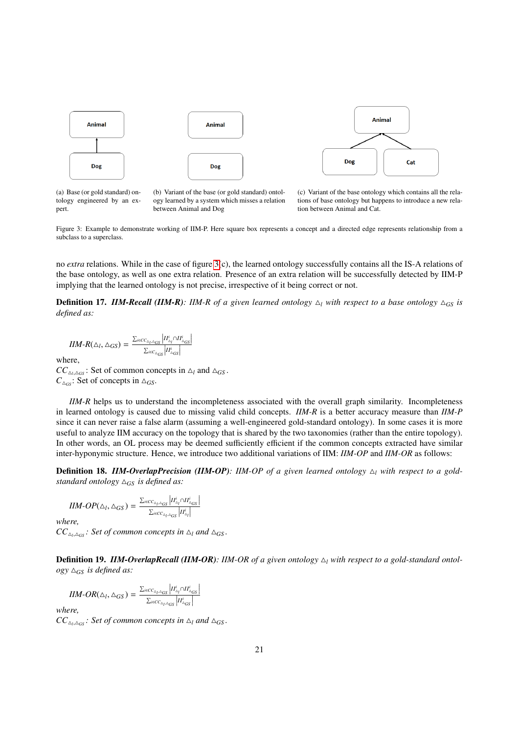(a) Base (or gold standard) ontology engineered by an expert.

(b) Variant of the base (or gold standard) ontology learned by a system which misses a relation between Animal and Dog

(c) Variant of the base ontology which contains all the relations of base ontology but happens to introduce a new relation between Animal and Cat.

Figure 3: Example to demonstrate working of IIM-P. Here square box represents a concept and a directed edge represents relationship from a subclass to a superclass.

no *extra* relations. While in the case of figure 3(c), the learned ontology successfully contains all the IS-A relations of the base ontology, as well as one extra relation. Presence of an extra relation will be successfully detected by IIM-P implying that the learned ontology is not precise, irrespective of it being correct or not.

**Definition 17.** ***IIM-Recall (IIM-R)****: IIM-R of a given learned ontology $\triangle_l$ with respect to a base ontology $\triangle_{GS}$ is defined as:*

$$IIM\text{-}R(\triangle_l, \triangle_{GS}) = \frac{\sum_{i \in CC_{\triangle_l, \triangle_{GS}}} \left| II^i_{\triangle_l} \cap II^i_{\triangle_{GS}} \right|}{\sum_{i \in C_{\triangle_{GS}}} \left| II^i_{\triangle_{GS}} \right|}$$

where,
$CC_{\triangle_l, \triangle_{GS}}$: Set of common concepts in $\triangle_l$ and $\triangle_{GS}$.
$C_{\triangle_{GS}}$: Set of concepts in $\triangle_{GS}$.

*IIM-R* helps us to understand the incompleteness associated with the overall graph similarity. Incompleteness in learned ontology is caused due to missing valid child concepts. *IIM-R* is a better accuracy measure than *IIM-P* since it can never raise a false alarm (assuming a well-engineered gold-standard ontology). In some cases it is more useful to analyze IIM accuracy on the topology that is shared by the two taxonomies (rather than the entire topology). In other words, an OL process may be deemed sufficiently efficient if the common concepts extracted have similar inter-hyponymic structure. Hence, we introduce two additional variations of IIM: *IIM-OP* and *IIM-OR* as follows:

**Definition 18.** ***IIM-OverlapPrecision (IIM-OP)****: IIM-OP of a given learned ontology $\triangle_l$ with respect to a gold-standard ontology $\triangle_{GS}$ is defined as:*

$$IIM\text{-}OP(\triangle_l, \triangle_{GS}) = \frac{\sum_{i \in CC_{\triangle_l, \triangle_{GS}}} \left| II^i_{\triangle_l} \cap II^i_{\triangle_{GS}} \right|}{\sum_{i \in CC_{\triangle_l, \triangle_{GS}}} \left| II^i_{\triangle_l} \right|}$$

*where,*
*$CC_{\triangle_l, \triangle_{GS}}$: Set of common concepts in $\triangle_l$ and $\triangle_{GS}$.*

**Definition 19.** ***IIM-OverlapRecall (IIM-OR)****: IIM-OR of a given ontology $\triangle_l$ with respect to a gold-standard ontology $\triangle_{GS}$ is defined as:*

$$IIM\text{-}OR(\triangle_l, \triangle_{GS}) = \frac{\sum_{i \in CC_{\triangle_l, \triangle_{GS}}} \left| II^i_{\triangle_l} \cap II^i_{\triangle_{GS}} \right|}{\sum_{i \in CC_{\triangle_l, \triangle_{GS}}} \left| II^i_{\triangle_{GS}} \right|}$$

*where,*
*$CC_{\triangle_l, \triangle_{GS}}$: Set of common concepts in $\triangle_l$ and $\triangle_{GS}$.*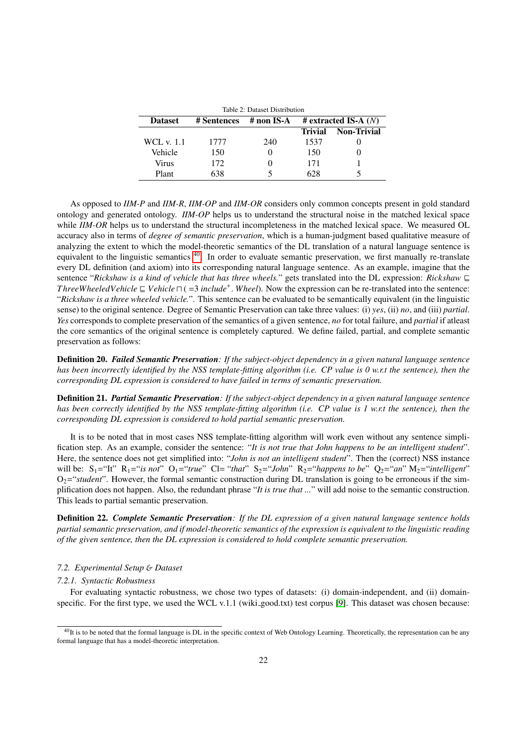Table 2: Dataset Distribution

| Dataset | # Sentences | # non IS-A | # extracted IS-A ($N$) | |
|---|---|---|---|---|
| | | | Trivial | Non-Trivial |
| WCL v. 1.1 | 1777 | 240 | 1537 | 0 |
| Vehicle | 150 | 0 | 150 | 0 |
| Virus | 172 | 0 | 171 | 1 |
| Plant | 638 | 5 | 628 | 5 |

As opposed to *IIM-P* and *IIM-R*, *IIM-OP* and *IIM-OR* considers only common concepts present in gold standard ontology and generated ontology. *IIM-OP* helps us to understand the structural noise in the matched lexical space while *IIM-OR* helps us to understand the structural incompleteness in the matched lexical space. We measured OL accuracy also in terms of *degree of semantic preservation*, which is a human-judgment based qualitative measure of analyzing the extent to which the model-theoretic semantics of the DL translation of a natural language sentence is equivalent to the linguistic semantics [40]. In order to evaluate semantic preservation, we first manually re-translate every DL definition (and axiom) into its corresponding natural language sentence. As an example, imagine that the sentence "*Rickshaw is a kind of vehicle that has three wheels.*" gets translated into the DL expression: $Rickshaw \sqsubseteq ThreeWheeledVehicle \sqsubseteq Vehicle \sqcap (=3\ include^{+}.\ Wheel)$. Now the expression can be re-translated into the sentence: "*Rickshaw is a three wheeled vehicle.*". This sentence can be evaluated to be semantically equivalent (in the linguistic sense) to the original sentence. Degree of Semantic Preservation can take three values: (i) *yes*, (ii) *no*, and (iii) *partial*. *Yes* corresponds to complete preservation of the semantics of a given sentence, *no* for total failure, and *partial* if atleast the core semantics of the original sentence is completely captured. We define failed, partial, and complete semantic preservation as follows:

**Definition 20.** ***Failed Semantic Preservation****: If the subject-object dependency in a given natural language sentence has been incorrectly identified by the NSS template-fitting algorithm (i.e. CP value is 0 w.r.t the sentence), then the corresponding DL expression is considered to have failed in terms of semantic preservation.*

**Definition 21.** ***Partial Semantic Preservation****: If the subject-object dependency in a given natural language sentence has been correctly identified by the NSS template-fitting algorithm (i.e. CP value is 1 w.r.t the sentence), then the corresponding DL expression is considered to hold partial semantic preservation.*

It is to be noted that in most cases NSS template-fitting algorithm will work even without any sentence simplification step. As an example, consider the sentence: "*It is not true that John happens to be an intelligent student*". Here, the sentence does not get simplified into: "*John is not an intelligent student*". Then the (correct) NSS instance will be: $S_1$="It" $R_1$="*is not*" $O_1$="*true*" Cl= "*that*" $S_2$="*John*" $R_2$="*happens to be*" $Q_2$="*an*" $M_2$="*intelligent*" $O_2$="*student*". However, the formal semantic construction during DL translation is going to be erroneous if the simplification does not happen. Also, the redundant phrase "*It is true that ...*" will add noise to the semantic construction. This leads to partial semantic preservation.

**Definition 22.** ***Complete Semantic Preservation****: If the DL expression of a given natural language sentence holds partial semantic preservation, and if model-theoretic semantics of the expression is equivalent to the linguistic reading of the given sentence, then the DL expression is considered to hold complete semantic preservation.*

### *7.2. Experimental Setup & Dataset*

#### *7.2.1. Syntactic Robustness*

For evaluating syntactic robustness, we chose two types of datasets: (i) domain-independent, and (ii) domain-specific. For the first type, we used the WCL v.1.1 (wiki_good.txt) test corpus [9]. This dataset was chosen because:

[40] It is to be noted that the formal language is DL in the specific context of Web Ontology Learning. Theoretically, the representation can be any formal language that has a model-theoretic interpretation.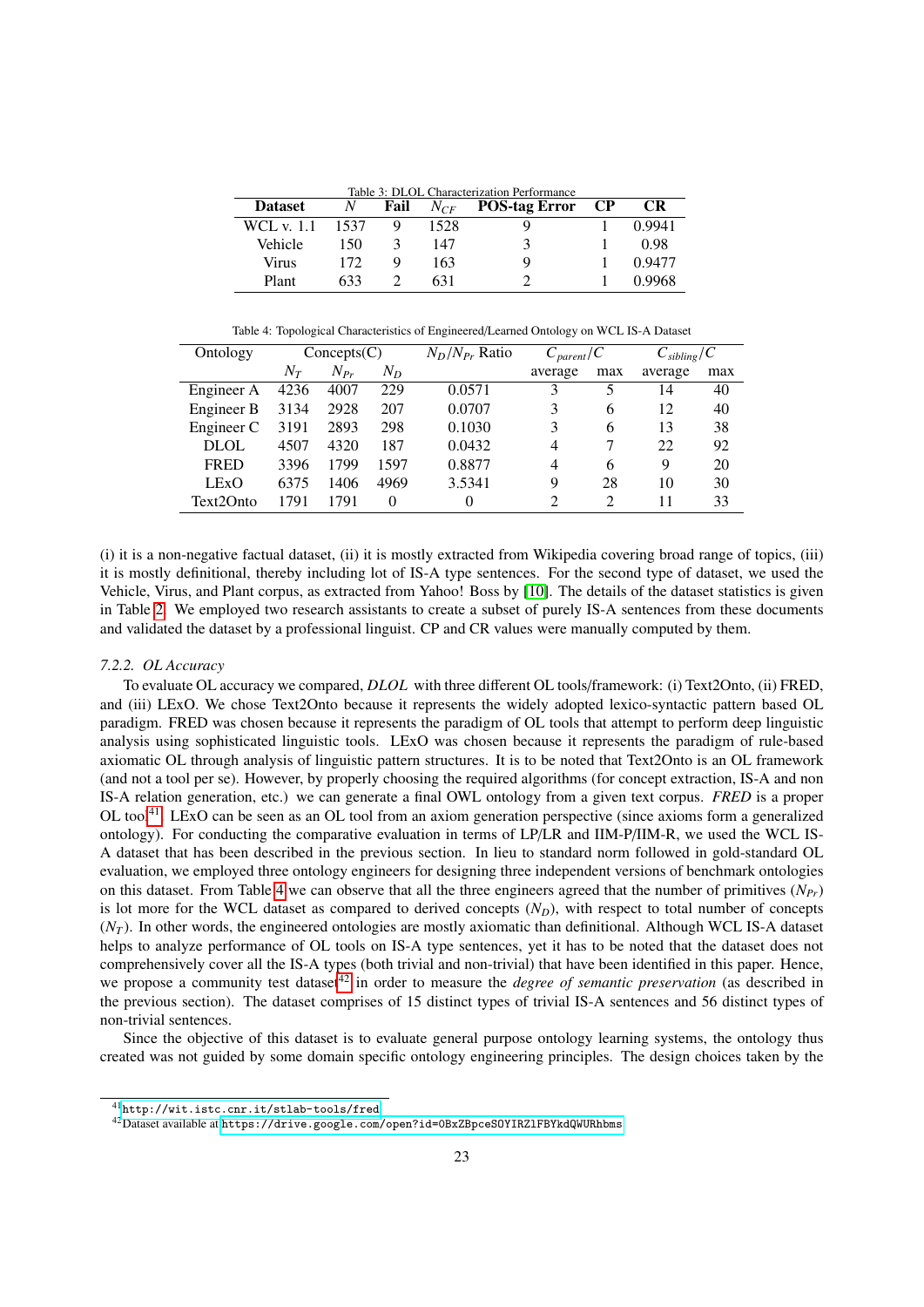Table 3: DLOL Characterization Performance

| **Dataset** | $N$ | **Fail** | $N_{CF}$ | **POS-tag Error** | **CP** | **CR** |
|---|---|---|---|---|---|---|
| WCL v. 1.1 | 1537 | 9 | 1528 | 9 | 1 | 0.9941 |
| Vehicle | 150 | 3 | 147 | 3 | 1 | 0.98 |
| Virus | 172 | 9 | 163 | 9 | 1 | 0.9477 |
| Plant | 633 | 2 | 631 | 2 | 1 | 0.9968 |

Table 4: Topological Characteristics of Engineered/Learned Ontology on WCL IS-A Dataset

| Ontology | Concepts(C) | | | $N_D/N_{Pr}$ Ratio | $C_{parent}/C$ | | $C_{sibling}/C$ | |
|---|---|---|---|---|---|---|---|---|
| | $N_T$ | $N_{Pr}$ | $N_D$ | | average | max | average | max |
| Engineer A | 4236 | 4007 | 229 | 0.0571 | 3 | 5 | 14 | 40 |
| Engineer B | 3134 | 2928 | 207 | 0.0707 | 3 | 6 | 12 | 40 |
| Engineer C | 3191 | 2893 | 298 | 0.1030 | 3 | 6 | 13 | 38 |
| DLOL | 4507 | 4320 | 187 | 0.0432 | 4 | 7 | 22 | 92 |
| FRED | 3396 | 1799 | 1597 | 0.8877 | 4 | 6 | 9 | 20 |
| LExO | 6375 | 1406 | 4969 | 3.5341 | 9 | 28 | 10 | 30 |
| Text2Onto | 1791 | 1791 | 0 | 0 | 2 | 2 | 11 | 33 |

(i) it is a non-negative factual dataset, (ii) it is mostly extracted from Wikipedia covering broad range of topics, (iii) it is mostly definitional, thereby including lot of IS-A type sentences. For the second type of dataset, we used the Vehicle, Virus, and Plant corpus, as extracted from Yahoo! Boss by [10]. The details of the dataset statistics is given in Table 2. We employed two research assistants to create a subset of purely IS-A sentences from these documents and validated the dataset by a professional linguist. CP and CR values were manually computed by them.

#### 7.2.2. OL Accuracy

To evaluate OL accuracy we compared, *DLOL* with three different OL tools/framework: (i) Text2Onto, (ii) FRED, and (iii) LExO. We chose Text2Onto because it represents the widely adopted lexico-syntactic pattern based OL paradigm. FRED was chosen because it represents the paradigm of OL tools that attempt to perform deep linguistic analysis using sophisticated linguistic tools. LExO was chosen because it represents the paradigm of rule-based axiomatic OL through analysis of linguistic pattern structures. It is to be noted that Text2Onto is an OL framework (and not a tool per se). However, by properly choosing the required algorithms (for concept extraction, IS-A and non IS-A relation generation, etc.) we can generate a final OWL ontology from a given text corpus. *FRED* is a proper OL tool[41]. LExO can be seen as an OL tool from an axiom generation perspective (since axioms form a generalized ontology). For conducting the comparative evaluation in terms of LP/LR and IIM-P/IIM-R, we used the WCL IS-A dataset that has been described in the previous section. In lieu to standard norm followed in gold-standard OL evaluation, we employed three ontology engineers for designing three independent versions of benchmark ontologies on this dataset. From Table 4 we can observe that all the three engineers agreed that the number of primitives ($N_{Pr}$) is lot more for the WCL dataset as compared to derived concepts ($N_D$), with respect to total number of concepts ($N_T$). In other words, the engineered ontologies are mostly axiomatic than definitional. Although WCL IS-A dataset helps to analyze performance of OL tools on IS-A type sentences, yet it has to be noted that the dataset does not comprehensively cover all the IS-A types (both trivial and non-trivial) that have been identified in this paper. Hence, we propose a community test dataset[42] in order to measure the *degree of semantic preservation* (as described in the previous section). The dataset comprises of 15 distinct types of trivial IS-A sentences and 56 distinct types of non-trivial sentences.

Since the objective of this dataset is to evaluate general purpose ontology learning systems, the ontology thus created was not guided by some domain specific ontology engineering principles. The design choices taken by the

[41] http://wit.istc.cnr.it/stlab-tools/fred

[42] Dataset available at https://drive.google.com/open?id=0BxZBpceSOYIRZlFBYkdQWURhbms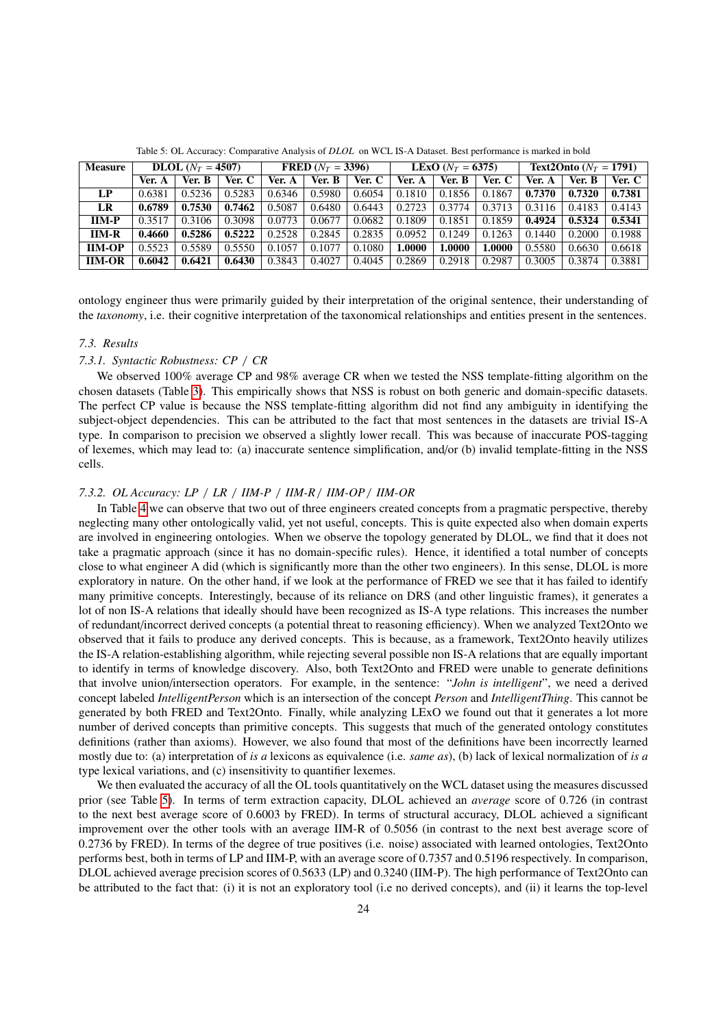Table 5: OL Accuracy: Comparative Analysis of *DLOL* on WCL IS-A Dataset. Best performance is marked in bold

| Measure | DLOL ($N_T$ = 4507) | | | FRED ($N_T$ = 3396) | | | LExO ($N_T$ = 6375) | | | Text2Onto ($N_T$ = 1791) | | |
|---|---|---|---|---|---|---|---|---|---|---|---|---|
| | Ver. A | Ver. B | Ver. C | Ver. A | Ver. B | Ver. C | Ver. A | Ver. B | Ver. C | Ver. A | Ver. B | Ver. C |
| **LP** | 0.6381 | 0.5236 | 0.5283 | 0.6346 | 0.5980 | 0.6054 | 0.1810 | 0.1856 | 0.1867 | **0.7370** | **0.7320** | **0.7381** |
| **LR** | **0.6789** | **0.7530** | **0.7462** | 0.5087 | 0.6480 | 0.6443 | 0.2723 | 0.3774 | 0.3713 | 0.3116 | 0.4183 | 0.4143 |
| **IIM-P** | 0.3517 | 0.3106 | 0.3098 | 0.0773 | 0.0677 | 0.0682 | 0.1809 | 0.1851 | 0.1859 | **0.4924** | **0.5324** | **0.5341** |
| **IIM-R** | **0.4660** | **0.5286** | **0.5222** | 0.2528 | 0.2845 | 0.2835 | 0.0952 | 0.1249 | 0.1263 | 0.1440 | 0.2000 | 0.1988 |
| **IIM-OP** | 0.5523 | 0.5589 | 0.5550 | 0.1057 | 0.1077 | 0.1080 | **1.0000** | **1.0000** | **1.0000** | 0.5580 | 0.6630 | 0.6618 |
| **IIM-OR** | **0.6042** | **0.6421** | **0.6430** | 0.3843 | 0.4027 | 0.4045 | 0.2869 | 0.2918 | 0.2987 | 0.3005 | 0.3874 | 0.3881 |

ontology engineer thus were primarily guided by their interpretation of the original sentence, their understanding of the *taxonomy*, i.e. their cognitive interpretation of the taxonomical relationships and entities present in the sentences.

### *7.3. Results*

#### *7.3.1. Syntactic Robustness: CP / CR*

We observed 100% average CP and 98% average CR when we tested the NSS template-fitting algorithm on the chosen datasets (Table 3). This empirically shows that NSS is robust on both generic and domain-specific datasets. The perfect CP value is because the NSS template-fitting algorithm did not find any ambiguity in identifying the subject-object dependencies. This can be attributed to the fact that most sentences in the datasets are trivial IS-A type. In comparison to precision we observed a slightly lower recall. This was because of inaccurate POS-tagging of lexemes, which may lead to: (a) inaccurate sentence simplification, and/or (b) invalid template-fitting in the NSS cells.

#### *7.3.2. OL Accuracy: LP / LR / IIM-P / IIM-R / IIM-OP / IIM-OR*

In Table 4 we can observe that two out of three engineers created concepts from a pragmatic perspective, thereby neglecting many other ontologically valid, yet not useful, concepts. This is quite expected also when domain experts are involved in engineering ontologies. When we observe the topology generated by DLOL, we find that it does not take a pragmatic approach (since it has no domain-specific rules). Hence, it identified a total number of concepts close to what engineer A did (which is significantly more than the other two engineers). In this sense, DLOL is more exploratory in nature. On the other hand, if we look at the performance of FRED we see that it has failed to identify many primitive concepts. Interestingly, because of its reliance on DRS (and other linguistic frames), it generates a lot of non IS-A relations that ideally should have been recognized as IS-A type relations. This increases the number of redundant/incorrect derived concepts (a potential threat to reasoning efficiency). When we analyzed Text2Onto we observed that it fails to produce any derived concepts. This is because, as a framework, Text2Onto heavily utilizes the IS-A relation-establishing algorithm, while rejecting several possible non IS-A relations that are equally important to identify in terms of knowledge discovery. Also, both Text2Onto and FRED were unable to generate definitions that involve union/intersection operators. For example, in the sentence: "*John is intelligent*", we need a derived concept labeled *IntelligentPerson* which is an intersection of the concept *Person* and *IntelligentThing*. This cannot be generated by both FRED and Text2Onto. Finally, while analyzing LExO we found out that it generates a lot more number of derived concepts than primitive concepts. This suggests that much of the generated ontology constitutes definitions (rather than axioms). However, we also found that most of the definitions have been incorrectly learned mostly due to: (a) interpretation of *is a* lexicons as equivalence (i.e. *same as*), (b) lack of lexical normalization of *is a* type lexical variations, and (c) insensitivity to quantifier lexemes.

We then evaluated the accuracy of all the OL tools quantitatively on the WCL dataset using the measures discussed prior (see Table 5). In terms of term extraction capacity, DLOL achieved an *average* score of 0.726 (in contrast to the next best average score of 0.6003 by FRED). In terms of structural accuracy, DLOL achieved a significant improvement over the other tools with an average IIM-R of 0.5056 (in contrast to the next best average score of 0.2736 by FRED). In terms of the degree of true positives (i.e. noise) associated with learned ontologies, Text2Onto performs best, both in terms of LP and IIM-P, with an average score of 0.7357 and 0.5196 respectively. In comparison, DLOL achieved average precision scores of 0.5633 (LP) and 0.3240 (IIM-P). The high performance of Text2Onto can be attributed to the fact that: (i) it is not an exploratory tool (i.e no derived concepts), and (ii) it learns the top-level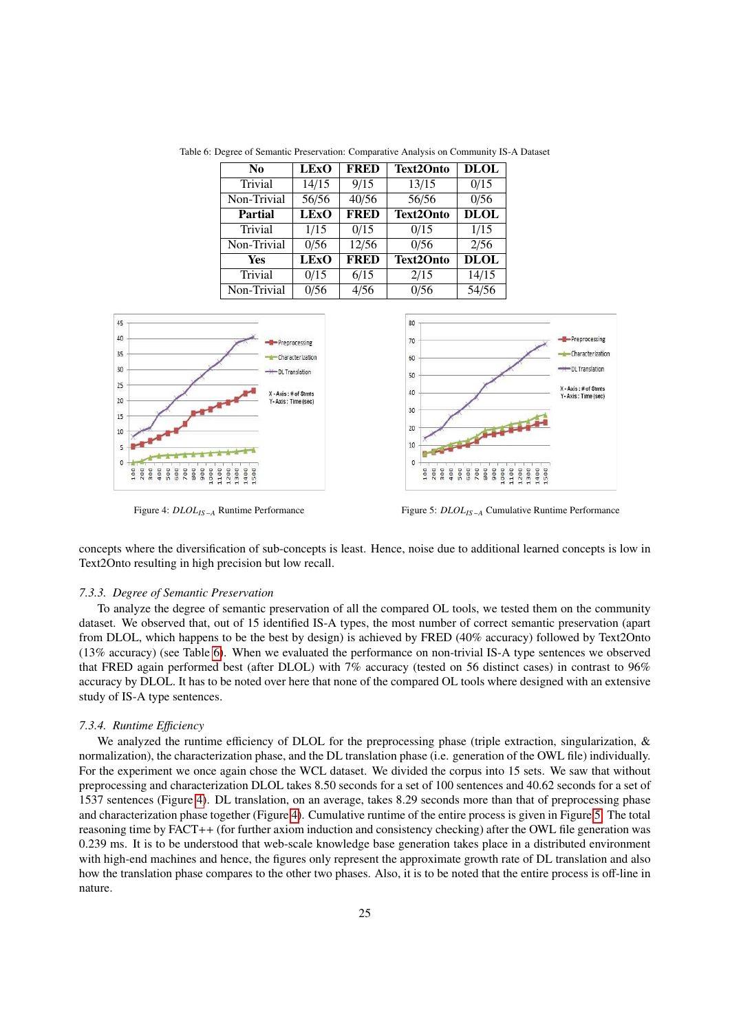Table 6: Degree of Semantic Preservation: Comparative Analysis on Community IS-A Dataset

| **No** | **LExO** | **FRED** | **Text2Onto** | **DLOL** |
|---|---|---|---|---|
| Trivial | 14/15 | 9/15 | 13/15 | 0/15 |
| Non-Trivial | 56/56 | 40/56 | 56/56 | 0/56 |
| **Partial** | **LExO** | **FRED** | **Text2Onto** | **DLOL** |
| Trivial | 1/15 | 0/15 | 0/15 | 1/15 |
| Non-Trivial | 0/56 | 12/56 | 0/56 | 2/56 |
| **Yes** | **LExO** | **FRED** | **Text2Onto** | **DLOL** |
| Trivial | 0/15 | 6/15 | 2/15 | 14/15 |
| Non-Trivial | 0/56 | 4/56 | 0/56 | 54/56 |

Figure 4: $DLOL_{IS-A}$ Runtime Performance

Figure 5: $DLOL_{IS-A}$ Cumulative Runtime Performance

concepts where the diversification of sub-concepts is least. Hence, noise due to additional learned concepts is low in Text2Onto resulting in high precision but low recall.

### 7.3.3. Degree of Semantic Preservation

To analyze the degree of semantic preservation of all the compared OL tools, we tested them on the community dataset. We observed that, out of 15 identified IS-A types, the most number of correct semantic preservation (apart from DLOL, which happens to be the best by design) is achieved by FRED (40% accuracy) followed by Text2Onto (13% accuracy) (see Table 6). When we evaluated the performance on non-trivial IS-A type sentences we observed that FRED again performed best (after DLOL) with 7% accuracy (tested on 56 distinct cases) in contrast to 96% accuracy by DLOL. It has to be noted over here that none of the compared OL tools where designed with an extensive study of IS-A type sentences.

### 7.3.4. Runtime Efficiency

We analyzed the runtime efficiency of DLOL for the preprocessing phase (triple extraction, singularization, & normalization), the characterization phase, and the DL translation phase (i.e. generation of the OWL file) individually. For the experiment we once again chose the WCL dataset. We divided the corpus into 15 sets. We saw that without preprocessing and characterization DLOL takes 8.50 seconds for a set of 100 sentences and 40.62 seconds for a set of 1537 sentences (Figure 4). DL translation, on an average, takes 8.29 seconds more than that of preprocessing phase and characterization phase together (Figure 4). Cumulative runtime of the entire process is given in Figure 5. The total reasoning time by FACT++ (for further axiom induction and consistency checking) after the OWL file generation was 0.239 ms. It is to be understood that web-scale knowledge base generation takes place in a distributed environment with high-end machines and hence, the figures only represent the approximate growth rate of DL translation and also how the translation phase compares to the other two phases. Also, it is to be noted that the entire process is off-line in nature.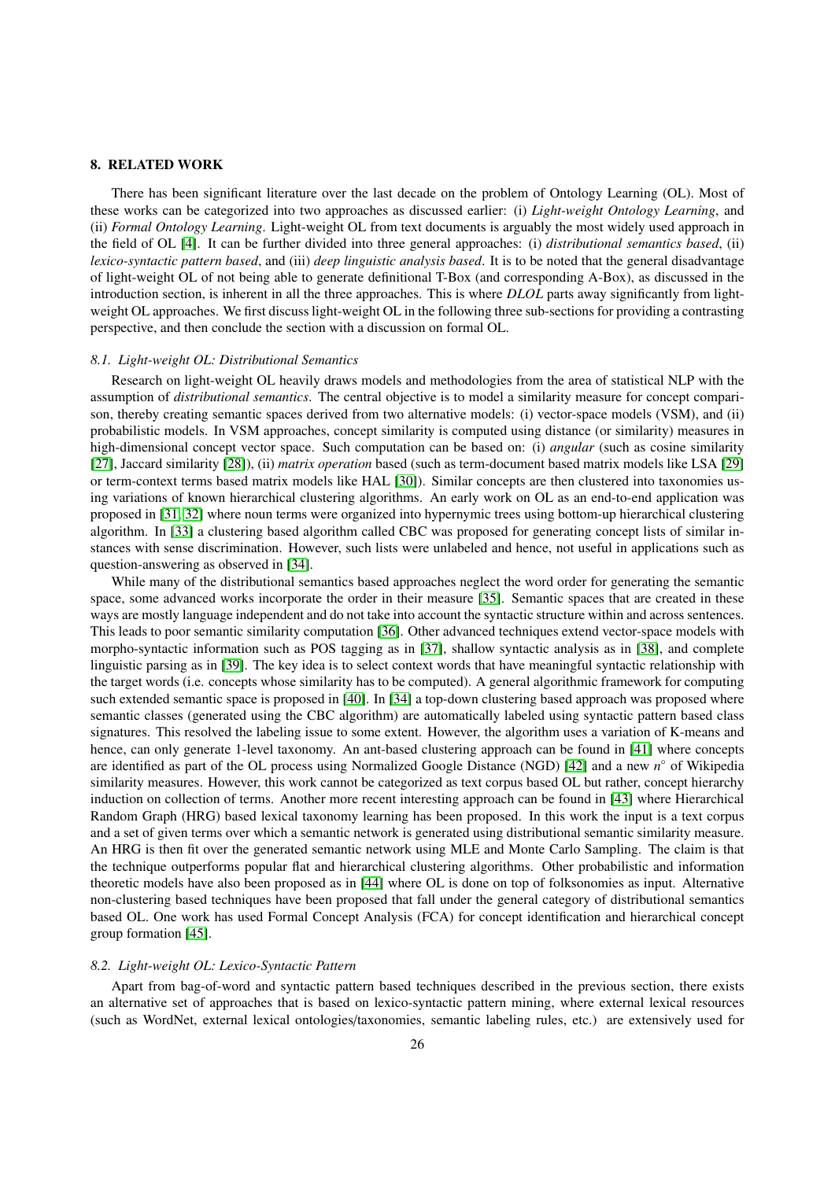## 8. RELATED WORK

There has been significant literature over the last decade on the problem of Ontology Learning (OL). Most of these works can be categorized into two approaches as discussed earlier: (i) *Light-weight Ontology Learning*, and (ii) *Formal Ontology Learning*. Light-weight OL from text documents is arguably the most widely used approach in the field of OL [4]. It can be further divided into three general approaches: (i) *distributional semantics based*, (ii) *lexico-syntactic pattern based*, and (iii) *deep linguistic analysis based*. It is to be noted that the general disadvantage of light-weight OL of not being able to generate definitional T-Box (and corresponding A-Box), as discussed in the introduction section, is inherent in all the three approaches. This is where *DLOL* parts away significantly from light-weight OL approaches. We first discuss light-weight OL in the following three sub-sections for providing a contrasting perspective, and then conclude the section with a discussion on formal OL.

### 8.1. Light-weight OL: Distributional Semantics

Research on light-weight OL heavily draws models and methodologies from the area of statistical NLP with the assumption of *distributional semantics*. The central objective is to model a similarity measure for concept comparison, thereby creating semantic spaces derived from two alternative models: (i) vector-space models (VSM), and (ii) probabilistic models. In VSM approaches, concept similarity is computed using distance (or similarity) measures in high-dimensional concept vector space. Such computation can be based on: (i) *angular* (such as cosine similarity [27], Jaccard similarity [28]), (ii) *matrix operation* based (such as term-document based matrix models like LSA [29] or term-context terms based matrix models like HAL [30]). Similar concepts are then clustered into taxonomies using variations of known hierarchical clustering algorithms. An early work on OL as an end-to-end application was proposed in [31, 32] where noun terms were organized into hypernymic trees using bottom-up hierarchical clustering algorithm. In [33] a clustering based algorithm called CBC was proposed for generating concept lists of similar instances with sense discrimination. However, such lists were unlabeled and hence, not useful in applications such as question-answering as observed in [34].

While many of the distributional semantics based approaches neglect the word order for generating the semantic space, some advanced works incorporate the order in their measure [35]. Semantic spaces that are created in these ways are mostly language independent and do not take into account the syntactic structure within and across sentences. This leads to poor semantic similarity computation [36]. Other advanced techniques extend vector-space models with morpho-syntactic information such as POS tagging as in [37], shallow syntactic analysis as in [38], and complete linguistic parsing as in [39]. The key idea is to select context words that have meaningful syntactic relationship with the target words (i.e. concepts whose similarity has to be computed). A general algorithmic framework for computing such extended semantic space is proposed in [40]. In [34] a top-down clustering based approach was proposed where semantic classes (generated using the CBC algorithm) are automatically labeled using syntactic pattern based class signatures. This resolved the labeling issue to some extent. However, the algorithm uses a variation of K-means and hence, can only generate 1-level taxonomy. An ant-based clustering approach can be found in [41] where concepts are identified as part of the OL process using Normalized Google Distance (NGD) [42] and a new $n^{\circ}$ of Wikipedia similarity measures. However, this work cannot be categorized as text corpus based OL but rather, concept hierarchy induction on collection of terms. Another more recent interesting approach can be found in [43] where Hierarchical Random Graph (HRG) based lexical taxonomy learning has been proposed. In this work the input is a text corpus and a set of given terms over which a semantic network is generated using distributional semantic similarity measure. An HRG is then fit over the generated semantic network using MLE and Monte Carlo Sampling. The claim is that the technique outperforms popular flat and hierarchical clustering algorithms. Other probabilistic and information theoretic models have also been proposed as in [44] where OL is done on top of folksonomies as input. Alternative non-clustering based techniques have been proposed that fall under the general category of distributional semantics based OL. One work has used Formal Concept Analysis (FCA) for concept identification and hierarchical concept group formation [45].

### 8.2. Light-weight OL: Lexico-Syntactic Pattern

Apart from bag-of-word and syntactic pattern based techniques described in the previous section, there exists an alternative set of approaches that is based on lexico-syntactic pattern mining, where external lexical resources (such as WordNet, external lexical ontologies/taxonomies, semantic labeling rules, etc.) are extensively used for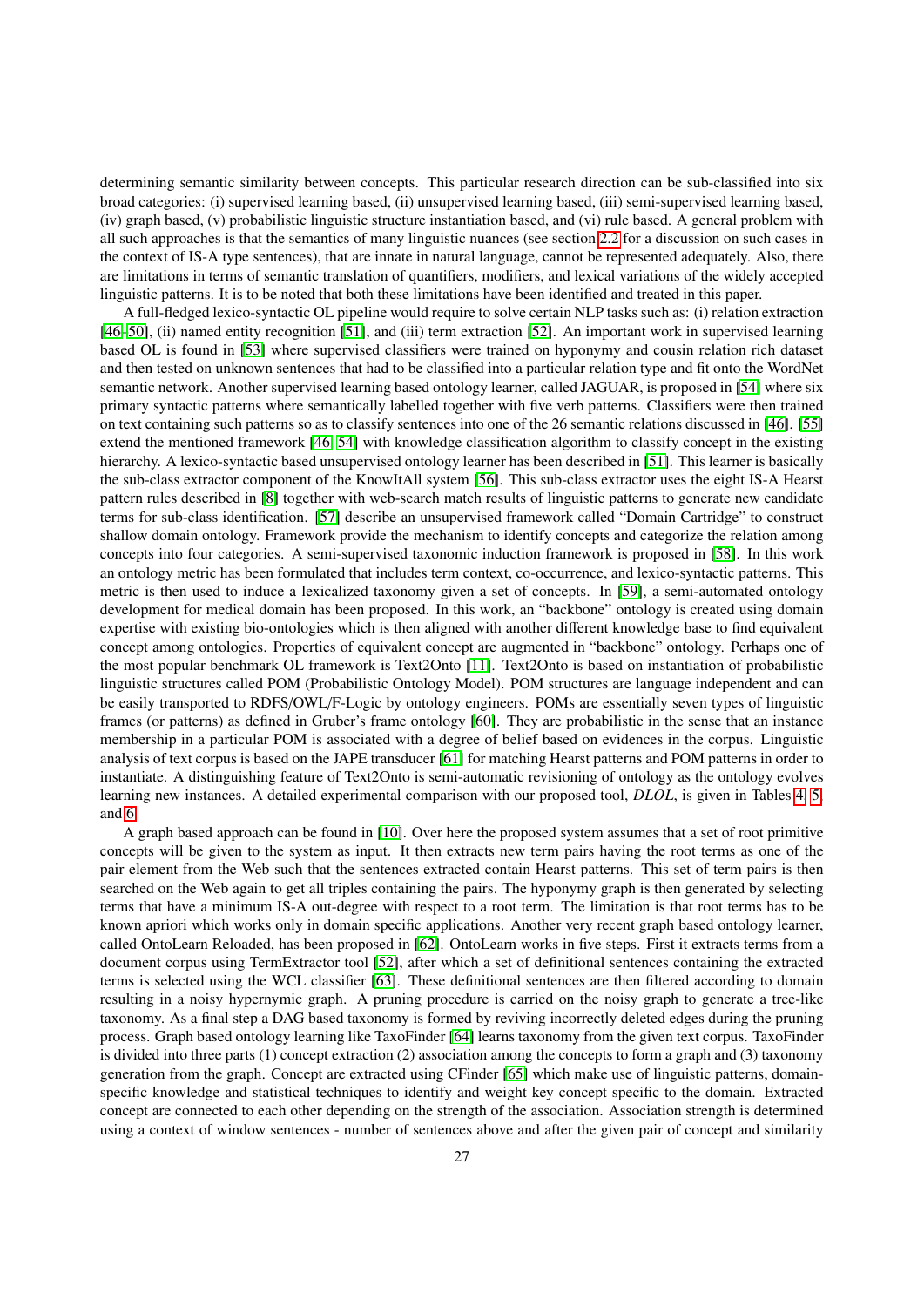determining semantic similarity between concepts. This particular research direction can be sub-classified into six broad categories: (i) supervised learning based, (ii) unsupervised learning based, (iii) semi-supervised learning based, (iv) graph based, (v) probabilistic linguistic structure instantiation based, and (vi) rule based. A general problem with all such approaches is that the semantics of many linguistic nuances (see section 2.2 for a discussion on such cases in the context of IS-A type sentences), that are innate in natural language, cannot be represented adequately. Also, there are limitations in terms of semantic translation of quantifiers, modifiers, and lexical variations of the widely accepted linguistic patterns. It is to be noted that both these limitations have been identified and treated in this paper.

A full-fledged lexico-syntactic OL pipeline would require to solve certain NLP tasks such as: (i) relation extraction [46–50], (ii) named entity recognition [51], and (iii) term extraction [52]. An important work in supervised learning based OL is found in [53] where supervised classifiers were trained on hyponymy and cousin relation rich dataset and then tested on unknown sentences that had to be classified into a particular relation type and fit onto the WordNet semantic network. Another supervised learning based ontology learner, called JAGUAR, is proposed in [54] where six primary syntactic patterns where semantically labelled together with five verb patterns. Classifiers were then trained on text containing such patterns so as to classify sentences into one of the 26 semantic relations discussed in [46]. [55] extend the mentioned framework [46, 54] with knowledge classification algorithm to classify concept in the existing hierarchy. A lexico-syntactic based unsupervised ontology learner has been described in [51]. This learner is basically the sub-class extractor component of the KnowItAll system [56]. This sub-class extractor uses the eight IS-A Hearst pattern rules described in [8] together with web-search match results of linguistic patterns to generate new candidate terms for sub-class identification. [57] describe an unsupervised framework called "Domain Cartridge" to construct shallow domain ontology. Framework provide the mechanism to identify concepts and categorize the relation among concepts into four categories. A semi-supervised taxonomic induction framework is proposed in [58]. In this work an ontology metric has been formulated that includes term context, co-occurrence, and lexico-syntactic patterns. This metric is then used to induce a lexicalized taxonomy given a set of concepts. In [59], a semi-automated ontology development for medical domain has been proposed. In this work, an "backbone" ontology is created using domain expertise with existing bio-ontologies which is then aligned with another different knowledge base to find equivalent concept among ontologies. Properties of equivalent concept are augmented in "backbone" ontology. Perhaps one of the most popular benchmark OL framework is Text2Onto [11]. Text2Onto is based on instantiation of probabilistic linguistic structures called POM (Probabilistic Ontology Model). POM structures are language independent and can be easily transported to RDFS/OWL/F-Logic by ontology engineers. POMs are essentially seven types of linguistic frames (or patterns) as defined in Gruber's frame ontology [60]. They are probabilistic in the sense that an instance membership in a particular POM is associated with a degree of belief based on evidences in the corpus. Linguistic analysis of text corpus is based on the JAPE transducer [61] for matching Hearst patterns and POM patterns in order to instantiate. A distinguishing feature of Text2Onto is semi-automatic revisioning of ontology as the ontology evolves learning new instances. A detailed experimental comparison with our proposed tool, *DLOL*, is given in Tables 4, 5, and 6.

A graph based approach can be found in [10]. Over here the proposed system assumes that a set of root primitive concepts will be given to the system as input. It then extracts new term pairs having the root terms as one of the pair element from the Web such that the sentences extracted contain Hearst patterns. This set of term pairs is then searched on the Web again to get all triples containing the pairs. The hyponymy graph is then generated by selecting terms that have a minimum IS-A out-degree with respect to a root term. The limitation is that root terms has to be known apriori which works only in domain specific applications. Another very recent graph based ontology learner, called OntoLearn Reloaded, has been proposed in [62]. OntoLearn works in five steps. First it extracts terms from a document corpus using TermExtractor tool [52], after which a set of definitional sentences containing the extracted terms is selected using the WCL classifier [63]. These definitional sentences are then filtered according to domain resulting in a noisy hypernymic graph. A pruning procedure is carried on the noisy graph to generate a tree-like taxonomy. As a final step a DAG based taxonomy is formed by reviving incorrectly deleted edges during the pruning process. Graph based ontology learning like TaxoFinder [64] learns taxonomy from the given text corpus. TaxoFinder is divided into three parts (1) concept extraction (2) association among the concepts to form a graph and (3) taxonomy generation from the graph. Concept are extracted using CFinder [65] which make use of linguistic patterns, domain-specific knowledge and statistical techniques to identify and weight key concept specific to the domain. Extracted concept are connected to each other depending on the strength of the association. Association strength is determined using a context of window sentences - number of sentences above and after the given pair of concept and similarity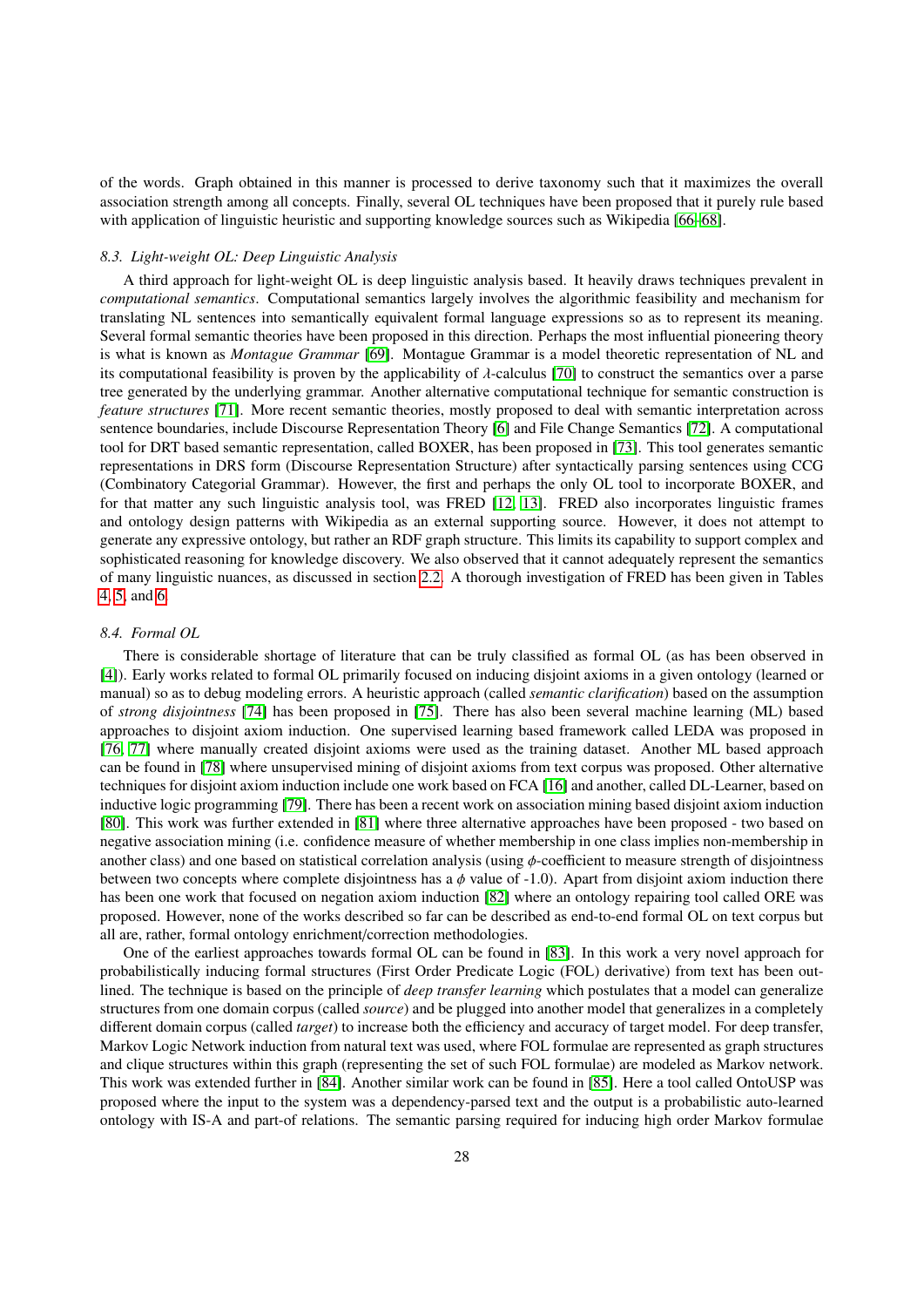of the words. Graph obtained in this manner is processed to derive taxonomy such that it maximizes the overall association strength among all concepts. Finally, several OL techniques have been proposed that it purely rule based with application of linguistic heuristic and supporting knowledge sources such as Wikipedia [66–68].

### 8.3. Light-weight OL: Deep Linguistic Analysis

A third approach for light-weight OL is deep linguistic analysis based. It heavily draws techniques prevalent in *computational semantics*. Computational semantics largely involves the algorithmic feasibility and mechanism for translating NL sentences into semantically equivalent formal language expressions so as to represent its meaning. Several formal semantic theories have been proposed in this direction. Perhaps the most influential pioneering theory is what is known as *Montague Grammar* [69]. Montague Grammar is a model theoretic representation of NL and its computational feasibility is proven by the applicability of $\lambda$-calculus [70] to construct the semantics over a parse tree generated by the underlying grammar. Another alternative computational technique for semantic construction is *feature structures* [71]. More recent semantic theories, mostly proposed to deal with semantic interpretation across sentence boundaries, include Discourse Representation Theory [6] and File Change Semantics [72]. A computational tool for DRT based semantic representation, called BOXER, has been proposed in [73]. This tool generates semantic representations in DRS form (Discourse Representation Structure) after syntactically parsing sentences using CCG (Combinatory Categorial Grammar). However, the first and perhaps the only OL tool to incorporate BOXER, and for that matter any such linguistic analysis tool, was FRED [12, 13]. FRED also incorporates linguistic frames and ontology design patterns with Wikipedia as an external supporting source. However, it does not attempt to generate any expressive ontology, but rather an RDF graph structure. This limits its capability to support complex and sophisticated reasoning for knowledge discovery. We also observed that it cannot adequately represent the semantics of many linguistic nuances, as discussed in section 2.2. A thorough investigation of FRED has been given in Tables 4, 5, and 6.

### 8.4. Formal OL

There is considerable shortage of literature that can be truly classified as formal OL (as has been observed in [4]). Early works related to formal OL primarily focused on inducing disjoint axioms in a given ontology (learned or manual) so as to debug modeling errors. A heuristic approach (called *semantic clarification*) based on the assumption of *strong disjointness* [74] has been proposed in [75]. There has also been several machine learning (ML) based approaches to disjoint axiom induction. One supervised learning based framework called LEDA was proposed in [76, 77] where manually created disjoint axioms were used as the training dataset. Another ML based approach can be found in [78] where unsupervised mining of disjoint axioms from text corpus was proposed. Other alternative techniques for disjoint axiom induction include one work based on FCA [16] and another, called DL-Learner, based on inductive logic programming [79]. There has been a recent work on association mining based disjoint axiom induction [80]. This work was further extended in [81] where three alternative approaches have been proposed - two based on negative association mining (i.e. confidence measure of whether membership in one class implies non-membership in another class) and one based on statistical correlation analysis (using $\phi$-coefficient to measure strength of disjointness between two concepts where complete disjointness has a $\phi$ value of -1.0). Apart from disjoint axiom induction there has been one work that focused on negation axiom induction [82] where an ontology repairing tool called ORE was proposed. However, none of the works described so far can be described as end-to-end formal OL on text corpus but all are, rather, formal ontology enrichment/correction methodologies.

One of the earliest approaches towards formal OL can be found in [83]. In this work a very novel approach for probabilistically inducing formal structures (First Order Predicate Logic (FOL) derivative) from text has been outlined. The technique is based on the principle of *deep transfer learning* which postulates that a model can generalize structures from one domain corpus (called *source*) and be plugged into another model that generalizes in a completely different domain corpus (called *target*) to increase both the efficiency and accuracy of target model. For deep transfer, Markov Logic Network induction from natural text was used, where FOL formulae are represented as graph structures and clique structures within this graph (representing the set of such FOL formulae) are modeled as Markov network. This work was extended further in [84]. Another similar work can be found in [85]. Here a tool called OntoUSP was proposed where the input to the system was a dependency-parsed text and the output is a probabilistic auto-learned ontology with IS-A and part-of relations. The semantic parsing required for inducing high order Markov formulae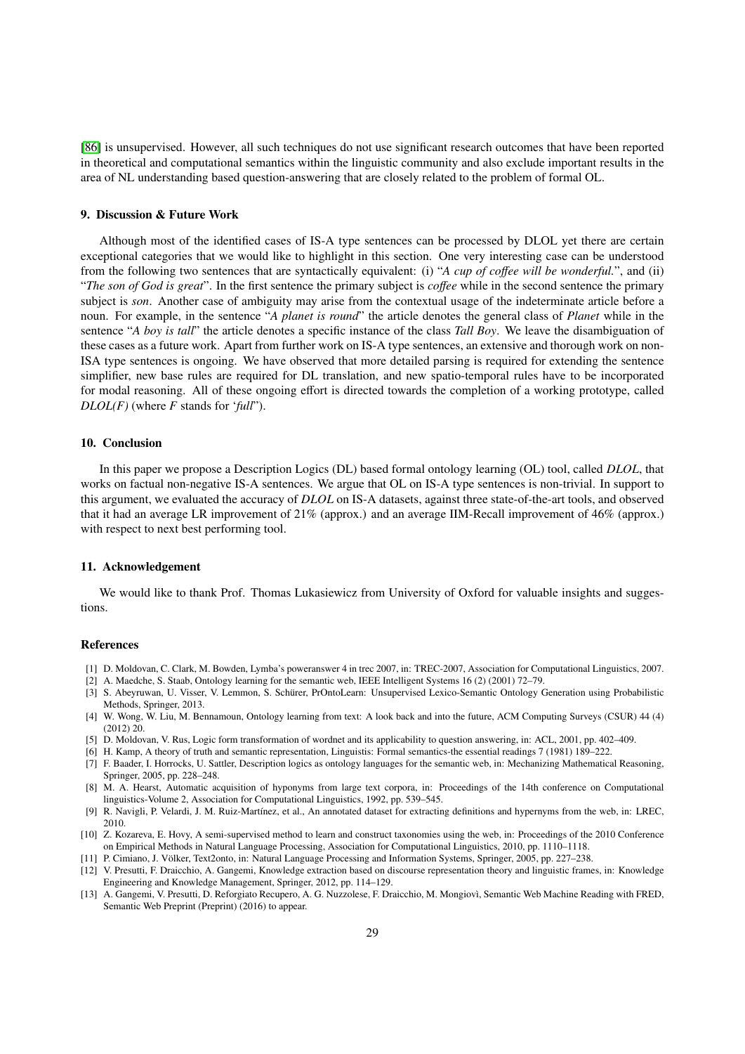[86] is unsupervised. However, all such techniques do not use significant research outcomes that have been reported in theoretical and computational semantics within the linguistic community and also exclude important results in the area of NL understanding based question-answering that are closely related to the problem of formal OL.

## 9. Discussion & Future Work

Although most of the identified cases of IS-A type sentences can be processed by DLOL yet there are certain exceptional categories that we would like to highlight in this section. One very interesting case can be understood from the following two sentences that are syntactically equivalent: (i) "*A cup of coffee will be wonderful.*", and (ii) "*The son of God is great*". In the first sentence the primary subject is *coffee* while in the second sentence the primary subject is *son*. Another case of ambiguity may arise from the contextual usage of the indeterminate article before a noun. For example, in the sentence "*A planet is round*" the article denotes the general class of *Planet* while in the sentence "*A boy is tall*" the article denotes a specific instance of the class *Tall Boy*. We leave the disambiguation of these cases as a future work. Apart from further work on IS-A type sentences, an extensive and thorough work on non-ISA type sentences is ongoing. We have observed that more detailed parsing is required for extending the sentence simplifier, new base rules are required for DL translation, and new spatio-temporal rules have to be incorporated for modal reasoning. All of these ongoing effort is directed towards the completion of a working prototype, called *DLOL(F)* (where *F* stands for '*full*').

## 10. Conclusion

In this paper we propose a Description Logics (DL) based formal ontology learning (OL) tool, called *DLOL*, that works on factual non-negative IS-A sentences. We argue that OL on IS-A type sentences is non-trivial. In support to this argument, we evaluated the accuracy of *DLOL* on IS-A datasets, against three state-of-the-art tools, and observed that it had an average LR improvement of 21% (approx.) and an average IIM-Recall improvement of 46% (approx.) with respect to next best performing tool.

## 11. Acknowledgement

We would like to thank Prof. Thomas Lukasiewicz from University of Oxford for valuable insights and suggestions.

## References

[1] D. Moldovan, C. Clark, M. Bowden, Lymba's poweranswer 4 in trec 2007, in: TREC-2007, Association for Computational Linguistics, 2007.

[2] A. Maedche, S. Staab, Ontology learning for the semantic web, IEEE Intelligent Systems 16 (2) (2001) 72–79.

[3] S. Abeyruwan, U. Visser, V. Lemmon, S. Schürer, PrOntoLearn: Unsupervised Lexico-Semantic Ontology Generation using Probabilistic Methods, Springer, 2013.

[4] W. Wong, W. Liu, M. Bennamoun, Ontology learning from text: A look back and into the future, ACM Computing Surveys (CSUR) 44 (4) (2012) 20.

[5] D. Moldovan, V. Rus, Logic form transformation of wordnet and its applicability to question answering, in: ACL, 2001, pp. 402–409.

[6] H. Kamp, A theory of truth and semantic representation, Linguistis: Formal semantics-the essential readings 7 (1981) 189–222.

[7] F. Baader, I. Horrocks, U. Sattler, Description logics as ontology languages for the semantic web, in: Mechanizing Mathematical Reasoning, Springer, 2005, pp. 228–248.

[8] M. A. Hearst, Automatic acquisition of hyponyms from large text corpora, in: Proceedings of the 14th conference on Computational linguistics-Volume 2, Association for Computational Linguistics, 1992, pp. 539–545.

[9] R. Navigli, P. Velardi, J. M. Ruiz-Martínez, et al., An annotated dataset for extracting definitions and hypernyms from the web, in: LREC, 2010.

[10] Z. Kozareva, E. Hovy, A semi-supervised method to learn and construct taxonomies using the web, in: Proceedings of the 2010 Conference on Empirical Methods in Natural Language Processing, Association for Computational Linguistics, 2010, pp. 1110–1118.

[11] P. Cimiano, J. Völker, Text2onto, in: Natural Language Processing and Information Systems, Springer, 2005, pp. 227–238.

[12] V. Presutti, F. Draicchio, A. Gangemi, Knowledge extraction based on discourse representation theory and linguistic frames, in: Knowledge Engineering and Knowledge Management, Springer, 2012, pp. 114–129.

[13] A. Gangemi, V. Presutti, D. Reforgiato Recupero, A. G. Nuzzolese, F. Draicchio, M. Mongiovì, Semantic Web Machine Reading with FRED, Semantic Web Preprint (Preprint) (2016) to appear.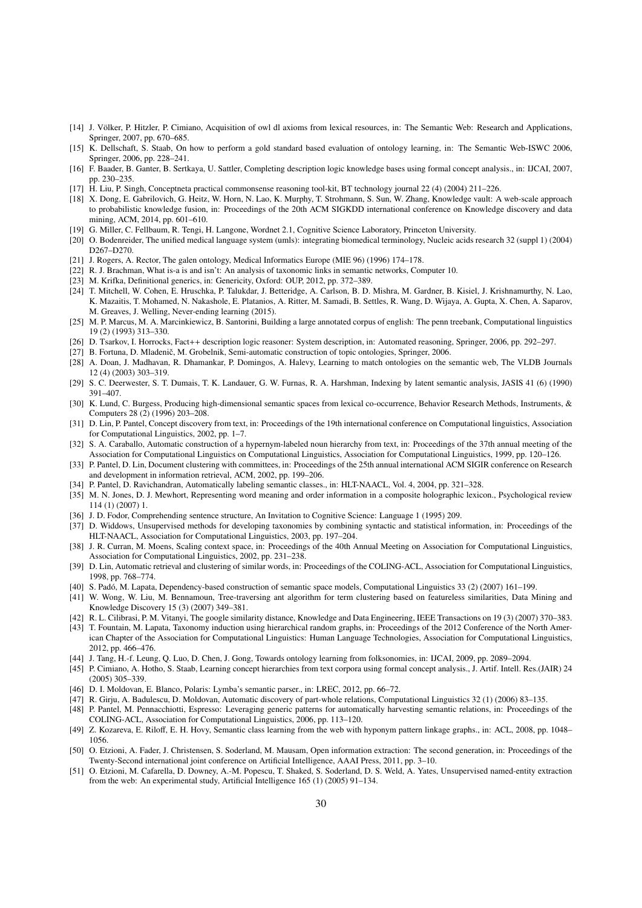[14] J. Völker, P. Hitzler, P. Cimiano, Acquisition of owl dl axioms from lexical resources, in: The Semantic Web: Research and Applications, Springer, 2007, pp. 670–685.

[15] K. Dellschaft, S. Staab, On how to perform a gold standard based evaluation of ontology learning, in: The Semantic Web-ISWC 2006, Springer, 2006, pp. 228–241.

[16] F. Baader, B. Ganter, B. Sertkaya, U. Sattler, Completing description logic knowledge bases using formal concept analysis., in: IJCAI, 2007, pp. 230–235.

[17] H. Liu, P. Singh, Conceptneta practical commonsense reasoning tool-kit, BT technology journal 22 (4) (2004) 211–226.

[18] X. Dong, E. Gabrilovich, G. Heitz, W. Horn, N. Lao, K. Murphy, T. Strohmann, S. Sun, W. Zhang, Knowledge vault: A web-scale approach to probabilistic knowledge fusion, in: Proceedings of the 20th ACM SIGKDD international conference on Knowledge discovery and data mining, ACM, 2014, pp. 601–610.

[19] G. Miller, C. Fellbaum, R. Tengi, H. Langone, Wordnet 2.1, Cognitive Science Laboratory, Princeton University.

[20] O. Bodenreider, The unified medical language system (umls): integrating biomedical terminology, Nucleic acids research 32 (suppl 1) (2004) D267–D270.

[21] J. Rogers, A. Rector, The galen ontology, Medical Informatics Europe (MIE 96) (1996) 174–178.

[22] R. J. Brachman, What is-a is and isn't: An analysis of taxonomic links in semantic networks, Computer 10.

[23] M. Krifka, Definitional generics, in: Genericity, Oxford: OUP, 2012, pp. 372–389.

[24] T. Mitchell, W. Cohen, E. Hruschka, P. Talukdar, J. Betteridge, A. Carlson, B. D. Mishra, M. Gardner, B. Kisiel, J. Krishnamurthy, N. Lao, K. Mazaitis, T. Mohamed, N. Nakashole, E. Platanios, A. Ritter, M. Samadi, B. Settles, R. Wang, D. Wijaya, A. Gupta, X. Chen, A. Saparov, M. Greaves, J. Welling, Never-ending learning (2015).

[25] M. P. Marcus, M. A. Marcinkiewicz, B. Santorini, Building a large annotated corpus of english: The penn treebank, Computational linguistics 19 (2) (1993) 313–330.

[26] D. Tsarkov, I. Horrocks, Fact++ description logic reasoner: System description, in: Automated reasoning, Springer, 2006, pp. 292–297.

[27] B. Fortuna, D. Mladenič, M. Grobelnik, Semi-automatic construction of topic ontologies, Springer, 2006.

[28] A. Doan, J. Madhavan, R. Dhamankar, P. Domingos, A. Halevy, Learning to match ontologies on the semantic web, The VLDB Journals 12 (4) (2003) 303–319.

[29] S. C. Deerwester, S. T. Dumais, T. K. Landauer, G. W. Furnas, R. A. Harshman, Indexing by latent semantic analysis, JASIS 41 (6) (1990) 391–407.

[30] K. Lund, C. Burgess, Producing high-dimensional semantic spaces from lexical co-occurrence, Behavior Research Methods, Instruments, & Computers 28 (2) (1996) 203–208.

[31] D. Lin, P. Pantel, Concept discovery from text, in: Proceedings of the 19th international conference on Computational linguistics, Association for Computational Linguistics, 2002, pp. 1–7.

[32] S. A. Caraballo, Automatic construction of a hypernym-labeled noun hierarchy from text, in: Proceedings of the 37th annual meeting of the Association for Computational Linguistics on Computational Linguistics, Association for Computational Linguistics, 1999, pp. 120–126.

[33] P. Pantel, D. Lin, Document clustering with committees, in: Proceedings of the 25th annual international ACM SIGIR conference on Research and development in information retrieval, ACM, 2002, pp. 199–206.

[34] P. Pantel, D. Ravichandran, Automatically labeling semantic classes., in: HLT-NAACL, Vol. 4, 2004, pp. 321–328.

[35] M. N. Jones, D. J. Mewhort, Representing word meaning and order information in a composite holographic lexicon., Psychological review 114 (1) (2007) 1.

[36] J. D. Fodor, Comprehending sentence structure, An Invitation to Cognitive Science: Language 1 (1995) 209.

[37] D. Widdows, Unsupervised methods for developing taxonomies by combining syntactic and statistical information, in: Proceedings of the HLT-NAACL, Association for Computational Linguistics, 2003, pp. 197–204.

[38] J. R. Curran, M. Moens, Scaling context space, in: Proceedings of the 40th Annual Meeting on Association for Computational Linguistics, Association for Computational Linguistics, 2002, pp. 231–238.

[39] D. Lin, Automatic retrieval and clustering of similar words, in: Proceedings of the COLING-ACL, Association for Computational Linguistics, 1998, pp. 768–774.

[40] S. Padó, M. Lapata, Dependency-based construction of semantic space models, Computational Linguistics 33 (2) (2007) 161–199.

[41] W. Wong, W. Liu, M. Bennamoun, Tree-traversing ant algorithm for term clustering based on featureless similarities, Data Mining and Knowledge Discovery 15 (3) (2007) 349–381.

[42] R. L. Cilibrasi, P. M. Vitanyi, The google similarity distance, Knowledge and Data Engineering, IEEE Transactions on 19 (3) (2007) 370–383.

[43] T. Fountain, M. Lapata, Taxonomy induction using hierarchical random graphs, in: Proceedings of the 2012 Conference of the North American Chapter of the Association for Computational Linguistics: Human Language Technologies, Association for Computational Linguistics, 2012, pp. 466–476.

[44] J. Tang, H.-f. Leung, Q. Luo, D. Chen, J. Gong, Towards ontology learning from folksonomies, in: IJCAI, 2009, pp. 2089–2094.

[45] P. Cimiano, A. Hotho, S. Staab, Learning concept hierarchies from text corpora using formal concept analysis., J. Artif. Intell. Res.(JAIR) 24 (2005) 305–339.

[46] D. I. Moldovan, E. Blanco, Polaris: Lymba's semantic parser., in: LREC, 2012, pp. 66–72.

[47] R. Girju, A. Badulescu, D. Moldovan, Automatic discovery of part-whole relations, Computational Linguistics 32 (1) (2006) 83–135.

[48] P. Pantel, M. Pennacchiotti, Espresso: Leveraging generic patterns for automatically harvesting semantic relations, in: Proceedings of the COLING-ACL, Association for Computational Linguistics, 2006, pp. 113–120.

[49] Z. Kozareva, E. Riloff, E. H. Hovy, Semantic class learning from the web with hyponym pattern linkage graphs., in: ACL, 2008, pp. 1048–1056.

[50] O. Etzioni, A. Fader, J. Christensen, S. Soderland, M. Mausam, Open information extraction: The second generation, in: Proceedings of the Twenty-Second international joint conference on Artificial Intelligence, AAAI Press, 2011, pp. 3–10.

[51] O. Etzioni, M. Cafarella, D. Downey, A.-M. Popescu, T. Shaked, S. Soderland, D. S. Weld, A. Yates, Unsupervised named-entity extraction from the web: An experimental study, Artificial Intelligence 165 (1) (2005) 91–134.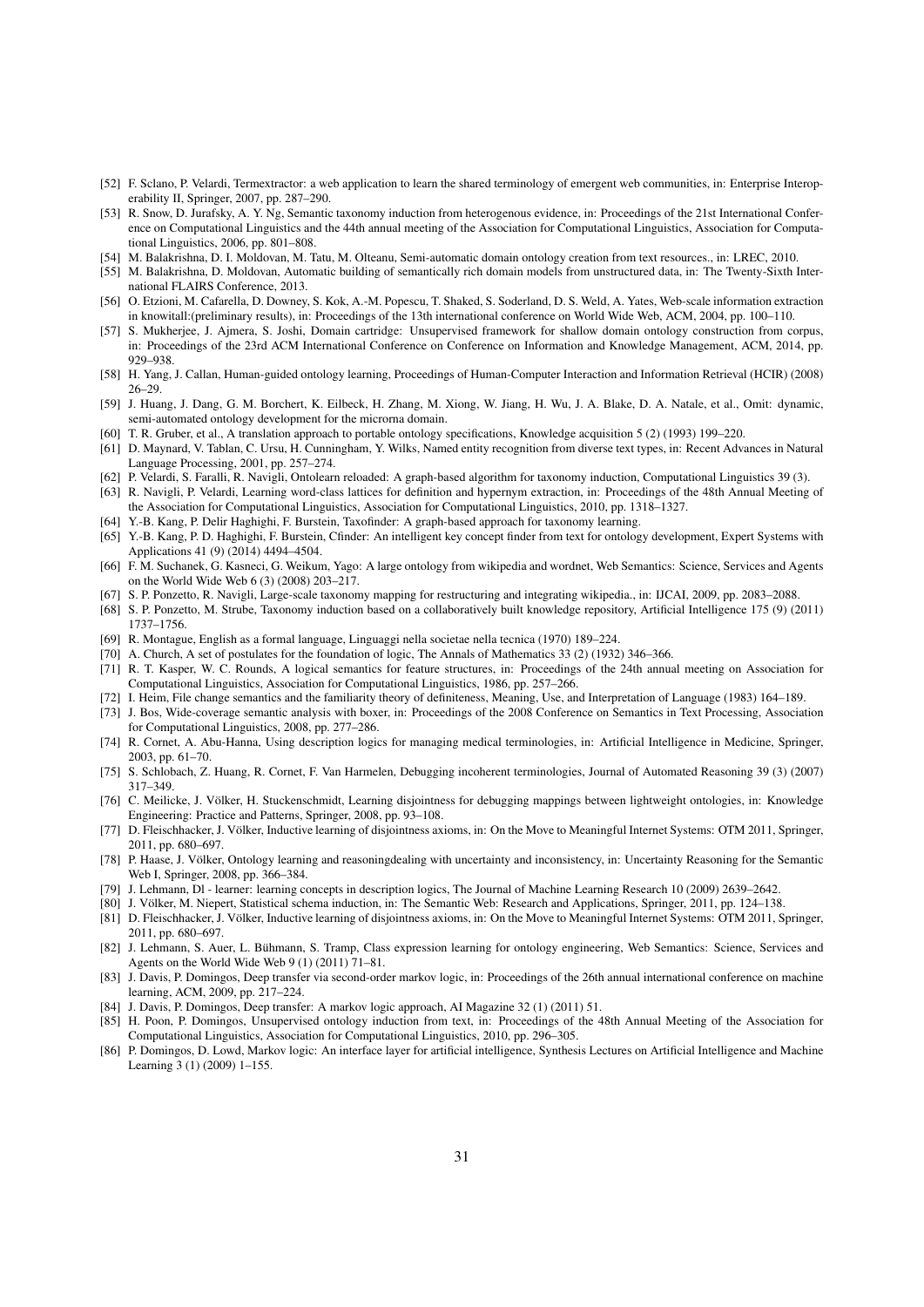[52] F. Sclano, P. Velardi, Termextractor: a web application to learn the shared terminology of emergent web communities, in: Enterprise Interoperability II, Springer, 2007, pp. 287–290.

[53] R. Snow, D. Jurafsky, A. Y. Ng, Semantic taxonomy induction from heterogenous evidence, in: Proceedings of the 21st International Conference on Computational Linguistics and the 44th annual meeting of the Association for Computational Linguistics, Association for Computational Linguistics, 2006, pp. 801–808.

[54] M. Balakrishna, D. I. Moldovan, M. Tatu, M. Olteanu, Semi-automatic domain ontology creation from text resources., in: LREC, 2010.

[55] M. Balakrishna, D. Moldovan, Automatic building of semantically rich domain models from unstructured data, in: The Twenty-Sixth International FLAIRS Conference, 2013.

[56] O. Etzioni, M. Cafarella, D. Downey, S. Kok, A.-M. Popescu, T. Shaked, S. Soderland, D. S. Weld, A. Yates, Web-scale information extraction in knowitall:(preliminary results), in: Proceedings of the 13th international conference on World Wide Web, ACM, 2004, pp. 100–110.

[57] S. Mukherjee, J. Ajmera, S. Joshi, Domain cartridge: Unsupervised framework for shallow domain ontology construction from corpus, in: Proceedings of the 23rd ACM International Conference on Conference on Information and Knowledge Management, ACM, 2014, pp. 929–938.

[58] H. Yang, J. Callan, Human-guided ontology learning, Proceedings of Human-Computer Interaction and Information Retrieval (HCIR) (2008) 26–29.

[59] J. Huang, J. Dang, G. M. Borchert, K. Eilbeck, H. Zhang, M. Xiong, W. Jiang, H. Wu, J. A. Blake, D. A. Natale, et al., Omit: dynamic, semi-automated ontology development for the microrna domain.

[60] T. R. Gruber, et al., A translation approach to portable ontology specifications, Knowledge acquisition 5 (2) (1993) 199–220.

[61] D. Maynard, V. Tablan, C. Ursu, H. Cunningham, Y. Wilks, Named entity recognition from diverse text types, in: Recent Advances in Natural Language Processing, 2001, pp. 257–274.

[62] P. Velardi, S. Faralli, R. Navigli, Ontolearn reloaded: A graph-based algorithm for taxonomy induction, Computational Linguistics 39 (3).

[63] R. Navigli, P. Velardi, Learning word-class lattices for definition and hypernym extraction, in: Proceedings of the 48th Annual Meeting of the Association for Computational Linguistics, Association for Computational Linguistics, 2010, pp. 1318–1327.

[64] Y.-B. Kang, P. Delir Haghighi, F. Burstein, Taxofinder: A graph-based approach for taxonomy learning.

[65] Y.-B. Kang, P. D. Haghighi, F. Burstein, Cfinder: An intelligent key concept finder from text for ontology development, Expert Systems with Applications 41 (9) (2014) 4494–4504.

[66] F. M. Suchanek, G. Kasneci, G. Weikum, Yago: A large ontology from wikipedia and wordnet, Web Semantics: Science, Services and Agents on the World Wide Web 6 (3) (2008) 203–217.

[67] S. P. Ponzetto, R. Navigli, Large-scale taxonomy mapping for restructuring and integrating wikipedia., in: IJCAI, 2009, pp. 2083–2088.

[68] S. P. Ponzetto, M. Strube, Taxonomy induction based on a collaboratively built knowledge repository, Artificial Intelligence 175 (9) (2011) 1737–1756.

[69] R. Montague, English as a formal language, Linguaggi nella societae nella tecnica (1970) 189–224.

[70] A. Church, A set of postulates for the foundation of logic, The Annals of Mathematics 33 (2) (1932) 346–366.

[71] R. T. Kasper, W. C. Rounds, A logical semantics for feature structures, in: Proceedings of the 24th annual meeting on Association for Computational Linguistics, Association for Computational Linguistics, 1986, pp. 257–266.

[72] I. Heim, File change semantics and the familiarity theory of definiteness, Meaning, Use, and Interpretation of Language (1983) 164–189.

[73] J. Bos, Wide-coverage semantic analysis with boxer, in: Proceedings of the 2008 Conference on Semantics in Text Processing, Association for Computational Linguistics, 2008, pp. 277–286.

[74] R. Cornet, A. Abu-Hanna, Using description logics for managing medical terminologies, in: Artificial Intelligence in Medicine, Springer, 2003, pp. 61–70.

[75] S. Schlobach, Z. Huang, R. Cornet, F. Van Harmelen, Debugging incoherent terminologies, Journal of Automated Reasoning 39 (3) (2007) 317–349.

[76] C. Meilicke, J. Völker, H. Stuckenschmidt, Learning disjointness for debugging mappings between lightweight ontologies, in: Knowledge Engineering: Practice and Patterns, Springer, 2008, pp. 93–108.

[77] D. Fleischhacker, J. Völker, Inductive learning of disjointness axioms, in: On the Move to Meaningful Internet Systems: OTM 2011, Springer, 2011, pp. 680–697.

[78] P. Haase, J. Völker, Ontology learning and reasoningdealing with uncertainty and inconsistency, in: Uncertainty Reasoning for the Semantic Web I, Springer, 2008, pp. 366–384.

[79] J. Lehmann, Dl - learner: learning concepts in description logics, The Journal of Machine Learning Research 10 (2009) 2639–2642.

[80] J. Völker, M. Niepert, Statistical schema induction, in: The Semantic Web: Research and Applications, Springer, 2011, pp. 124–138.

[81] D. Fleischhacker, J. Völker, Inductive learning of disjointness axioms, in: On the Move to Meaningful Internet Systems: OTM 2011, Springer, 2011, pp. 680–697.

[82] J. Lehmann, S. Auer, L. Bühmann, S. Tramp, Class expression learning for ontology engineering, Web Semantics: Science, Services and Agents on the World Wide Web 9 (1) (2011) 71–81.

[83] J. Davis, P. Domingos, Deep transfer via second-order markov logic, in: Proceedings of the 26th annual international conference on machine learning, ACM, 2009, pp. 217–224.

[84] J. Davis, P. Domingos, Deep transfer: A markov logic approach, AI Magazine 32 (1) (2011) 51.

[85] H. Poon, P. Domingos, Unsupervised ontology induction from text, in: Proceedings of the 48th Annual Meeting of the Association for Computational Linguistics, Association for Computational Linguistics, 2010, pp. 296–305.

[86] P. Domingos, D. Lowd, Markov logic: An interface layer for artificial intelligence, Synthesis Lectures on Artificial Intelligence and Machine Learning 3 (1) (2009) 1–155.